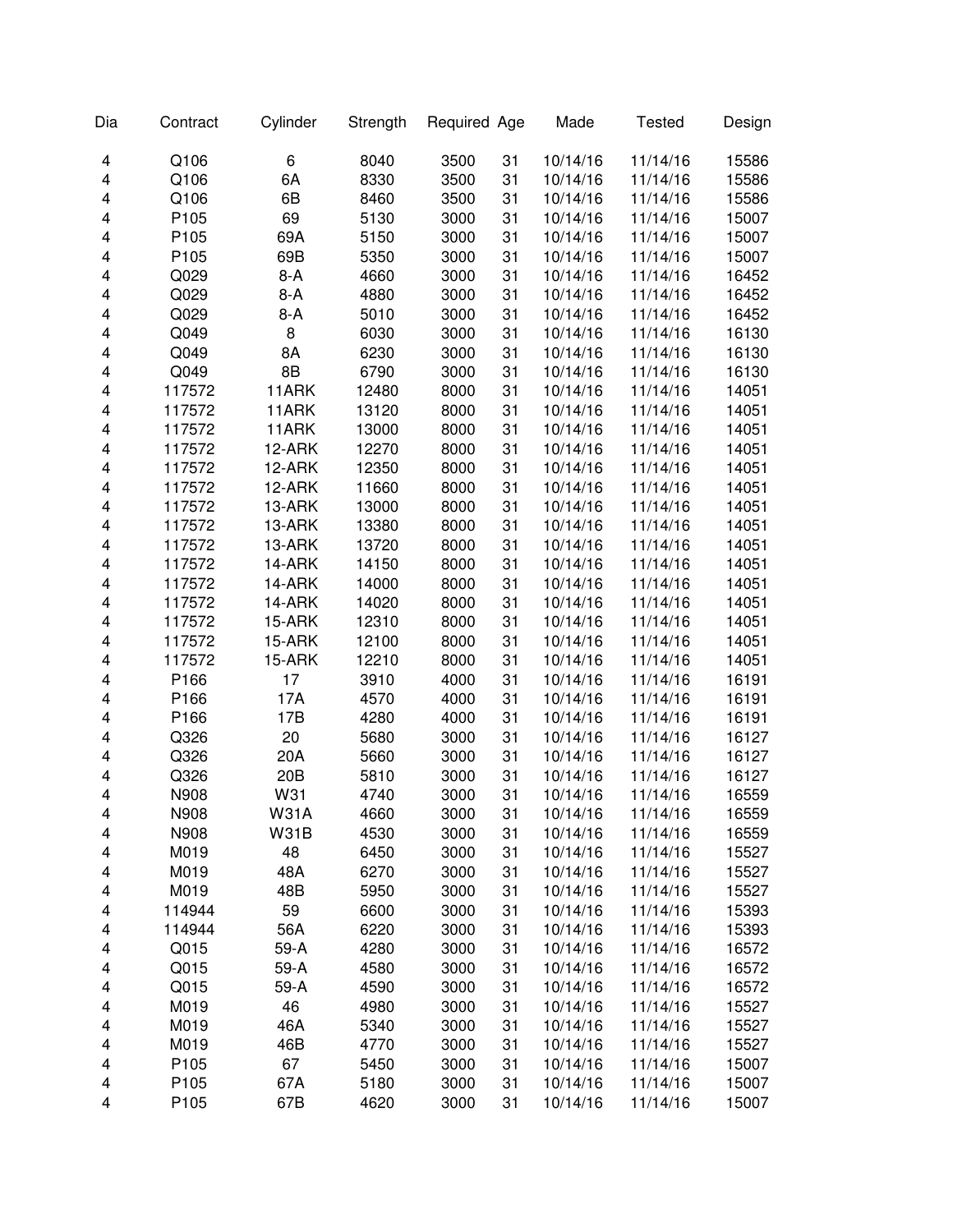| Dia | Contract | Cylinder | Strength | Required | Age | Made | Tested | Design |
|---|---|---|---|---|---|---|---|---|
| 4 | Q106 | 6 | 8040 | 3500 | 31 | 10/14/16 | 11/14/16 | 15586 |
| 4 | Q106 | 6A | 8330 | 3500 | 31 | 10/14/16 | 11/14/16 | 15586 |
| 4 | Q106 | 6B | 8460 | 3500 | 31 | 10/14/16 | 11/14/16 | 15586 |
| 4 | P105 | 69 | 5130 | 3000 | 31 | 10/14/16 | 11/14/16 | 15007 |
| 4 | P105 | 69A | 5150 | 3000 | 31 | 10/14/16 | 11/14/16 | 15007 |
| 4 | P105 | 69B | 5350 | 3000 | 31 | 10/14/16 | 11/14/16 | 15007 |
| 4 | Q029 | 8-A | 4660 | 3000 | 31 | 10/14/16 | 11/14/16 | 16452 |
| 4 | Q029 | 8-A | 4880 | 3000 | 31 | 10/14/16 | 11/14/16 | 16452 |
| 4 | Q029 | 8-A | 5010 | 3000 | 31 | 10/14/16 | 11/14/16 | 16452 |
| 4 | Q049 | 8 | 6030 | 3000 | 31 | 10/14/16 | 11/14/16 | 16130 |
| 4 | Q049 | 8A | 6230 | 3000 | 31 | 10/14/16 | 11/14/16 | 16130 |
| 4 | Q049 | 8B | 6790 | 3000 | 31 | 10/14/16 | 11/14/16 | 16130 |
| 4 | 117572 | 11ARK | 12480 | 8000 | 31 | 10/14/16 | 11/14/16 | 14051 |
| 4 | 117572 | 11ARK | 13120 | 8000 | 31 | 10/14/16 | 11/14/16 | 14051 |
| 4 | 117572 | 11ARK | 13000 | 8000 | 31 | 10/14/16 | 11/14/16 | 14051 |
| 4 | 117572 | 12-ARK | 12270 | 8000 | 31 | 10/14/16 | 11/14/16 | 14051 |
| 4 | 117572 | 12-ARK | 12350 | 8000 | 31 | 10/14/16 | 11/14/16 | 14051 |
| 4 | 117572 | 12-ARK | 11660 | 8000 | 31 | 10/14/16 | 11/14/16 | 14051 |
| 4 | 117572 | 13-ARK | 13000 | 8000 | 31 | 10/14/16 | 11/14/16 | 14051 |
| 4 | 117572 | 13-ARK | 13380 | 8000 | 31 | 10/14/16 | 11/14/16 | 14051 |
| 4 | 117572 | 13-ARK | 13720 | 8000 | 31 | 10/14/16 | 11/14/16 | 14051 |
| 4 | 117572 | 14-ARK | 14150 | 8000 | 31 | 10/14/16 | 11/14/16 | 14051 |
| 4 | 117572 | 14-ARK | 14000 | 8000 | 31 | 10/14/16 | 11/14/16 | 14051 |
| 4 | 117572 | 14-ARK | 14020 | 8000 | 31 | 10/14/16 | 11/14/16 | 14051 |
| 4 | 117572 | 15-ARK | 12310 | 8000 | 31 | 10/14/16 | 11/14/16 | 14051 |
| 4 | 117572 | 15-ARK | 12100 | 8000 | 31 | 10/14/16 | 11/14/16 | 14051 |
| 4 | 117572 | 15-ARK | 12210 | 8000 | 31 | 10/14/16 | 11/14/16 | 14051 |
| 4 | P166 | 17 | 3910 | 4000 | 31 | 10/14/16 | 11/14/16 | 16191 |
| 4 | P166 | 17A | 4570 | 4000 | 31 | 10/14/16 | 11/14/16 | 16191 |
| 4 | P166 | 17B | 4280 | 4000 | 31 | 10/14/16 | 11/14/16 | 16191 |
| 4 | Q326 | 20 | 5680 | 3000 | 31 | 10/14/16 | 11/14/16 | 16127 |
| 4 | Q326 | 20A | 5660 | 3000 | 31 | 10/14/16 | 11/14/16 | 16127 |
| 4 | Q326 | 20B | 5810 | 3000 | 31 | 10/14/16 | 11/14/16 | 16127 |
| 4 | N908 | W31 | 4740 | 3000 | 31 | 10/14/16 | 11/14/16 | 16559 |
| 4 | N908 | W31A | 4660 | 3000 | 31 | 10/14/16 | 11/14/16 | 16559 |
| 4 | N908 | W31B | 4530 | 3000 | 31 | 10/14/16 | 11/14/16 | 16559 |
| 4 | M019 | 48 | 6450 | 3000 | 31 | 10/14/16 | 11/14/16 | 15527 |
| 4 | M019 | 48A | 6270 | 3000 | 31 | 10/14/16 | 11/14/16 | 15527 |
| 4 | M019 | 48B | 5950 | 3000 | 31 | 10/14/16 | 11/14/16 | 15527 |
| 4 | 114944 | 59 | 6600 | 3000 | 31 | 10/14/16 | 11/14/16 | 15393 |
| 4 | 114944 | 56A | 6220 | 3000 | 31 | 10/14/16 | 11/14/16 | 15393 |
| 4 | Q015 | 59-A | 4280 | 3000 | 31 | 10/14/16 | 11/14/16 | 16572 |
| 4 | Q015 | 59-A | 4580 | 3000 | 31 | 10/14/16 | 11/14/16 | 16572 |
| 4 | Q015 | 59-A | 4590 | 3000 | 31 | 10/14/16 | 11/14/16 | 16572 |
| 4 | M019 | 46 | 4980 | 3000 | 31 | 10/14/16 | 11/14/16 | 15527 |
| 4 | M019 | 46A | 5340 | 3000 | 31 | 10/14/16 | 11/14/16 | 15527 |
| 4 | M019 | 46B | 4770 | 3000 | 31 | 10/14/16 | 11/14/16 | 15527 |
| 4 | P105 | 67 | 5450 | 3000 | 31 | 10/14/16 | 11/14/16 | 15007 |
| 4 | P105 | 67A | 5180 | 3000 | 31 | 10/14/16 | 11/14/16 | 15007 |
| 4 | P105 | 67B | 4620 | 3000 | 31 | 10/14/16 | 11/14/16 | 15007 |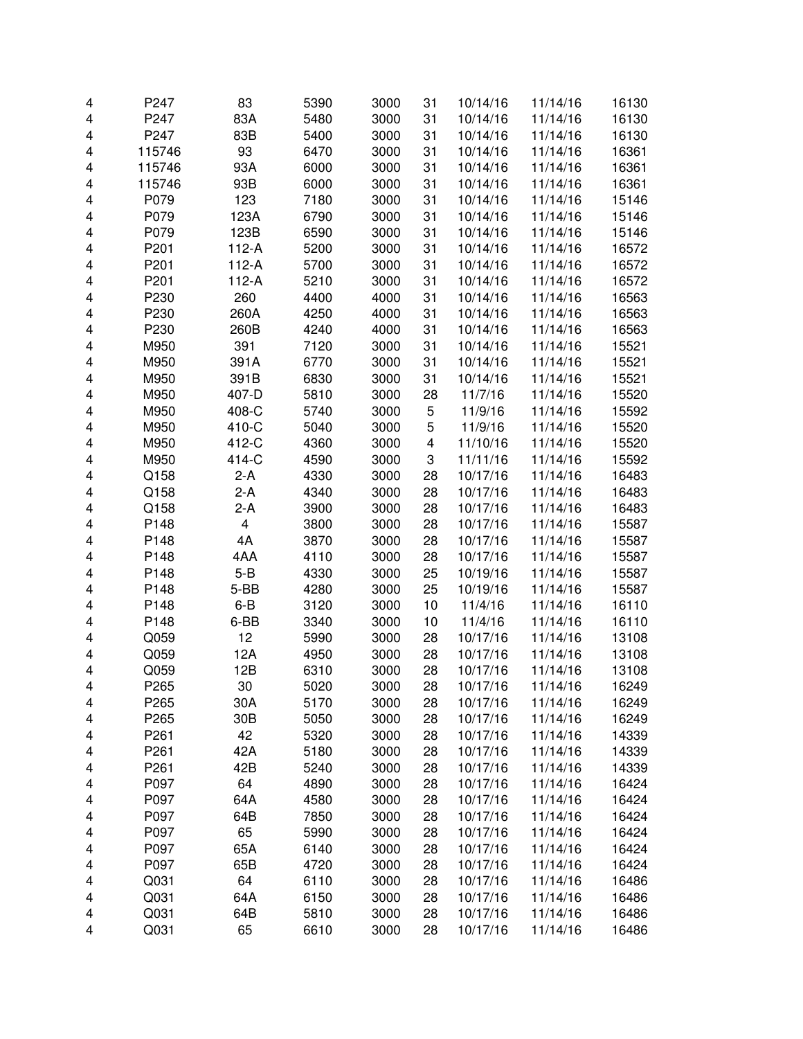| | | | | | | | | |
|---|---|---|---|---|---|---|---|---|
| 4 | P247 | 83 | 5390 | 3000 | 31 | 10/14/16 | 11/14/16 | 16130 |
| 4 | P247 | 83A | 5480 | 3000 | 31 | 10/14/16 | 11/14/16 | 16130 |
| 4 | P247 | 83B | 5400 | 3000 | 31 | 10/14/16 | 11/14/16 | 16130 |
| 4 | 115746 | 93 | 6470 | 3000 | 31 | 10/14/16 | 11/14/16 | 16361 |
| 4 | 115746 | 93A | 6000 | 3000 | 31 | 10/14/16 | 11/14/16 | 16361 |
| 4 | 115746 | 93B | 6000 | 3000 | 31 | 10/14/16 | 11/14/16 | 16361 |
| 4 | P079 | 123 | 7180 | 3000 | 31 | 10/14/16 | 11/14/16 | 15146 |
| 4 | P079 | 123A | 6790 | 3000 | 31 | 10/14/16 | 11/14/16 | 15146 |
| 4 | P079 | 123B | 6590 | 3000 | 31 | 10/14/16 | 11/14/16 | 15146 |
| 4 | P201 | 112-A | 5200 | 3000 | 31 | 10/14/16 | 11/14/16 | 16572 |
| 4 | P201 | 112-A | 5700 | 3000 | 31 | 10/14/16 | 11/14/16 | 16572 |
| 4 | P201 | 112-A | 5210 | 3000 | 31 | 10/14/16 | 11/14/16 | 16572 |
| 4 | P230 | 260 | 4400 | 4000 | 31 | 10/14/16 | 11/14/16 | 16563 |
| 4 | P230 | 260A | 4250 | 4000 | 31 | 10/14/16 | 11/14/16 | 16563 |
| 4 | P230 | 260B | 4240 | 4000 | 31 | 10/14/16 | 11/14/16 | 16563 |
| 4 | M950 | 391 | 7120 | 3000 | 31 | 10/14/16 | 11/14/16 | 15521 |
| 4 | M950 | 391A | 6770 | 3000 | 31 | 10/14/16 | 11/14/16 | 15521 |
| 4 | M950 | 391B | 6830 | 3000 | 31 | 10/14/16 | 11/14/16 | 15521 |
| 4 | M950 | 407-D | 5810 | 3000 | 28 | 11/7/16 | 11/14/16 | 15520 |
| 4 | M950 | 408-C | 5740 | 3000 | 5 | 11/9/16 | 11/14/16 | 15592 |
| 4 | M950 | 410-C | 5040 | 3000 | 5 | 11/9/16 | 11/14/16 | 15520 |
| 4 | M950 | 412-C | 4360 | 3000 | 4 | 11/10/16 | 11/14/16 | 15520 |
| 4 | M950 | 414-C | 4590 | 3000 | 3 | 11/11/16 | 11/14/16 | 15592 |
| 4 | Q158 | 2-A | 4330 | 3000 | 28 | 10/17/16 | 11/14/16 | 16483 |
| 4 | Q158 | 2-A | 4340 | 3000 | 28 | 10/17/16 | 11/14/16 | 16483 |
| 4 | Q158 | 2-A | 3900 | 3000 | 28 | 10/17/16 | 11/14/16 | 16483 |
| 4 | P148 | 4 | 3800 | 3000 | 28 | 10/17/16 | 11/14/16 | 15587 |
| 4 | P148 | 4A | 3870 | 3000 | 28 | 10/17/16 | 11/14/16 | 15587 |
| 4 | P148 | 4AA | 4110 | 3000 | 28 | 10/17/16 | 11/14/16 | 15587 |
| 4 | P148 | 5-B | 4330 | 3000 | 25 | 10/19/16 | 11/14/16 | 15587 |
| 4 | P148 | 5-BB | 4280 | 3000 | 25 | 10/19/16 | 11/14/16 | 15587 |
| 4 | P148 | 6-B | 3120 | 3000 | 10 | 11/4/16 | 11/14/16 | 16110 |
| 4 | P148 | 6-BB | 3340 | 3000 | 10 | 11/4/16 | 11/14/16 | 16110 |
| 4 | Q059 | 12 | 5990 | 3000 | 28 | 10/17/16 | 11/14/16 | 13108 |
| 4 | Q059 | 12A | 4950 | 3000 | 28 | 10/17/16 | 11/14/16 | 13108 |
| 4 | Q059 | 12B | 6310 | 3000 | 28 | 10/17/16 | 11/14/16 | 13108 |
| 4 | P265 | 30 | 5020 | 3000 | 28 | 10/17/16 | 11/14/16 | 16249 |
| 4 | P265 | 30A | 5170 | 3000 | 28 | 10/17/16 | 11/14/16 | 16249 |
| 4 | P265 | 30B | 5050 | 3000 | 28 | 10/17/16 | 11/14/16 | 16249 |
| 4 | P261 | 42 | 5320 | 3000 | 28 | 10/17/16 | 11/14/16 | 14339 |
| 4 | P261 | 42A | 5180 | 3000 | 28 | 10/17/16 | 11/14/16 | 14339 |
| 4 | P261 | 42B | 5240 | 3000 | 28 | 10/17/16 | 11/14/16 | 14339 |
| 4 | P097 | 64 | 4890 | 3000 | 28 | 10/17/16 | 11/14/16 | 16424 |
| 4 | P097 | 64A | 4580 | 3000 | 28 | 10/17/16 | 11/14/16 | 16424 |
| 4 | P097 | 64B | 7850 | 3000 | 28 | 10/17/16 | 11/14/16 | 16424 |
| 4 | P097 | 65 | 5990 | 3000 | 28 | 10/17/16 | 11/14/16 | 16424 |
| 4 | P097 | 65A | 6140 | 3000 | 28 | 10/17/16 | 11/14/16 | 16424 |
| 4 | P097 | 65B | 4720 | 3000 | 28 | 10/17/16 | 11/14/16 | 16424 |
| 4 | Q031 | 64 | 6110 | 3000 | 28 | 10/17/16 | 11/14/16 | 16486 |
| 4 | Q031 | 64A | 6150 | 3000 | 28 | 10/17/16 | 11/14/16 | 16486 |
| 4 | Q031 | 64B | 5810 | 3000 | 28 | 10/17/16 | 11/14/16 | 16486 |
| 4 | Q031 | 65 | 6610 | 3000 | 28 | 10/17/16 | 11/14/16 | 16486 |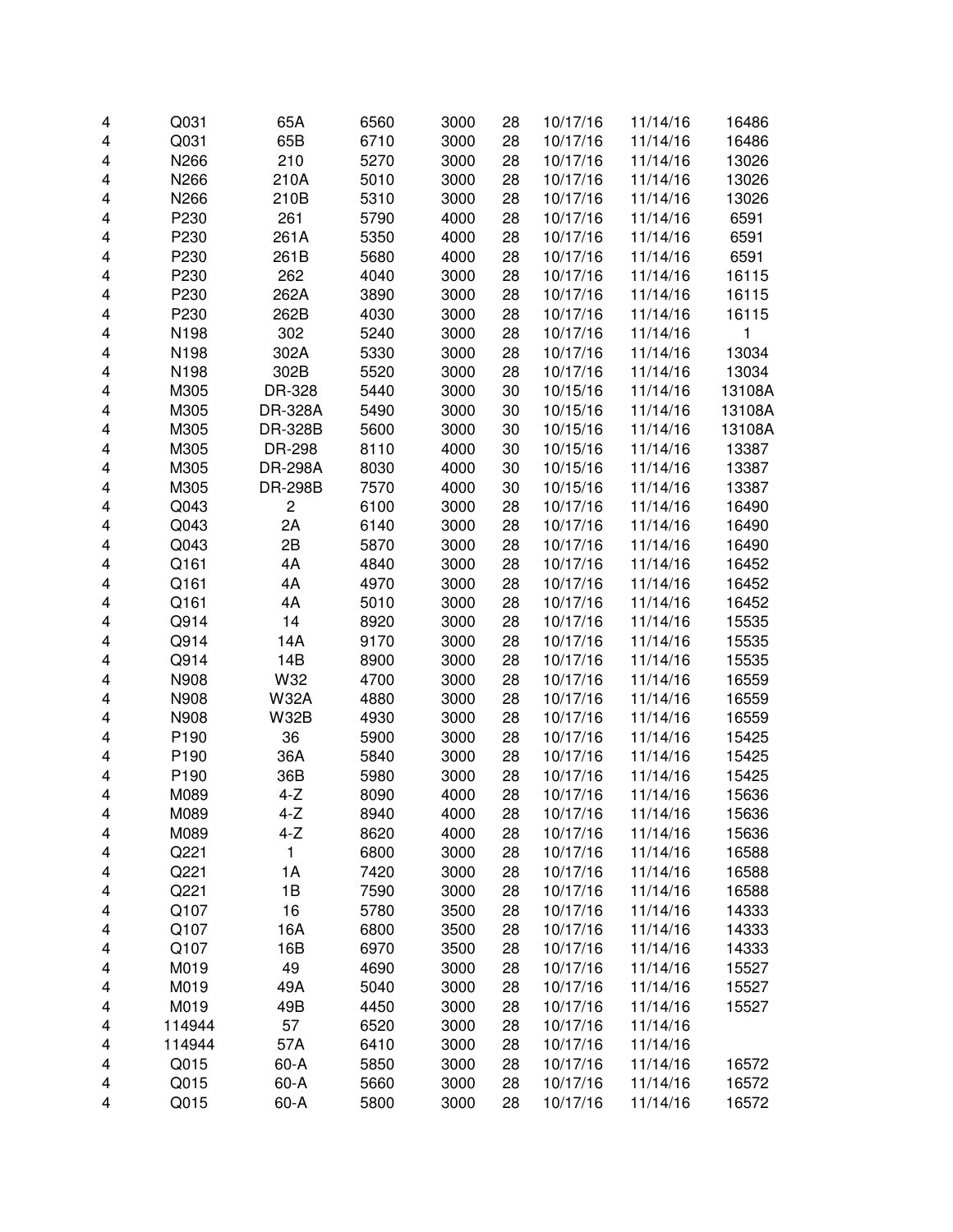| | | | | | | | | |
|---|---|---|---|---|---|---|---|---|
| 4 | Q031 | 65A | 6560 | 3000 | 28 | 10/17/16 | 11/14/16 | 16486 |
| 4 | Q031 | 65B | 6710 | 3000 | 28 | 10/17/16 | 11/14/16 | 16486 |
| 4 | N266 | 210 | 5270 | 3000 | 28 | 10/17/16 | 11/14/16 | 13026 |
| 4 | N266 | 210A | 5010 | 3000 | 28 | 10/17/16 | 11/14/16 | 13026 |
| 4 | N266 | 210B | 5310 | 3000 | 28 | 10/17/16 | 11/14/16 | 13026 |
| 4 | P230 | 261 | 5790 | 4000 | 28 | 10/17/16 | 11/14/16 | 6591 |
| 4 | P230 | 261A | 5350 | 4000 | 28 | 10/17/16 | 11/14/16 | 6591 |
| 4 | P230 | 261B | 5680 | 4000 | 28 | 10/17/16 | 11/14/16 | 6591 |
| 4 | P230 | 262 | 4040 | 3000 | 28 | 10/17/16 | 11/14/16 | 16115 |
| 4 | P230 | 262A | 3890 | 3000 | 28 | 10/17/16 | 11/14/16 | 16115 |
| 4 | P230 | 262B | 4030 | 3000 | 28 | 10/17/16 | 11/14/16 | 16115 |
| 4 | N198 | 302 | 5240 | 3000 | 28 | 10/17/16 | 11/14/16 | 1 |
| 4 | N198 | 302A | 5330 | 3000 | 28 | 10/17/16 | 11/14/16 | 13034 |
| 4 | N198 | 302B | 5520 | 3000 | 28 | 10/17/16 | 11/14/16 | 13034 |
| 4 | M305 | DR-328 | 5440 | 3000 | 30 | 10/15/16 | 11/14/16 | 13108A |
| 4 | M305 | DR-328A | 5490 | 3000 | 30 | 10/15/16 | 11/14/16 | 13108A |
| 4 | M305 | DR-328B | 5600 | 3000 | 30 | 10/15/16 | 11/14/16 | 13108A |
| 4 | M305 | DR-298 | 8110 | 4000 | 30 | 10/15/16 | 11/14/16 | 13387 |
| 4 | M305 | DR-298A | 8030 | 4000 | 30 | 10/15/16 | 11/14/16 | 13387 |
| 4 | M305 | DR-298B | 7570 | 4000 | 30 | 10/15/16 | 11/14/16 | 13387 |
| 4 | Q043 | 2 | 6100 | 3000 | 28 | 10/17/16 | 11/14/16 | 16490 |
| 4 | Q043 | 2A | 6140 | 3000 | 28 | 10/17/16 | 11/14/16 | 16490 |
| 4 | Q043 | 2B | 5870 | 3000 | 28 | 10/17/16 | 11/14/16 | 16490 |
| 4 | Q161 | 4A | 4840 | 3000 | 28 | 10/17/16 | 11/14/16 | 16452 |
| 4 | Q161 | 4A | 4970 | 3000 | 28 | 10/17/16 | 11/14/16 | 16452 |
| 4 | Q161 | 4A | 5010 | 3000 | 28 | 10/17/16 | 11/14/16 | 16452 |
| 4 | Q914 | 14 | 8920 | 3000 | 28 | 10/17/16 | 11/14/16 | 15535 |
| 4 | Q914 | 14A | 9170 | 3000 | 28 | 10/17/16 | 11/14/16 | 15535 |
| 4 | Q914 | 14B | 8900 | 3000 | 28 | 10/17/16 | 11/14/16 | 15535 |
| 4 | N908 | W32 | 4700 | 3000 | 28 | 10/17/16 | 11/14/16 | 16559 |
| 4 | N908 | W32A | 4880 | 3000 | 28 | 10/17/16 | 11/14/16 | 16559 |
| 4 | N908 | W32B | 4930 | 3000 | 28 | 10/17/16 | 11/14/16 | 16559 |
| 4 | P190 | 36 | 5900 | 3000 | 28 | 10/17/16 | 11/14/16 | 15425 |
| 4 | P190 | 36A | 5840 | 3000 | 28 | 10/17/16 | 11/14/16 | 15425 |
| 4 | P190 | 36B | 5980 | 3000 | 28 | 10/17/16 | 11/14/16 | 15425 |
| 4 | M089 | 4-Z | 8090 | 4000 | 28 | 10/17/16 | 11/14/16 | 15636 |
| 4 | M089 | 4-Z | 8940 | 4000 | 28 | 10/17/16 | 11/14/16 | 15636 |
| 4 | M089 | 4-Z | 8620 | 4000 | 28 | 10/17/16 | 11/14/16 | 15636 |
| 4 | Q221 | 1 | 6800 | 3000 | 28 | 10/17/16 | 11/14/16 | 16588 |
| 4 | Q221 | 1A | 7420 | 3000 | 28 | 10/17/16 | 11/14/16 | 16588 |
| 4 | Q221 | 1B | 7590 | 3000 | 28 | 10/17/16 | 11/14/16 | 16588 |
| 4 | Q107 | 16 | 5780 | 3500 | 28 | 10/17/16 | 11/14/16 | 14333 |
| 4 | Q107 | 16A | 6800 | 3500 | 28 | 10/17/16 | 11/14/16 | 14333 |
| 4 | Q107 | 16B | 6970 | 3500 | 28 | 10/17/16 | 11/14/16 | 14333 |
| 4 | M019 | 49 | 4690 | 3000 | 28 | 10/17/16 | 11/14/16 | 15527 |
| 4 | M019 | 49A | 5040 | 3000 | 28 | 10/17/16 | 11/14/16 | 15527 |
| 4 | M019 | 49B | 4450 | 3000 | 28 | 10/17/16 | 11/14/16 | 15527 |
| 4 | 114944 | 57 | 6520 | 3000 | 28 | 10/17/16 | 11/14/16 | |
| 4 | 114944 | 57A | 6410 | 3000 | 28 | 10/17/16 | 11/14/16 | |
| 4 | Q015 | 60-A | 5850 | 3000 | 28 | 10/17/16 | 11/14/16 | 16572 |
| 4 | Q015 | 60-A | 5660 | 3000 | 28 | 10/17/16 | 11/14/16 | 16572 |
| 4 | Q015 | 60-A | 5800 | 3000 | 28 | 10/17/16 | 11/14/16 | 16572 |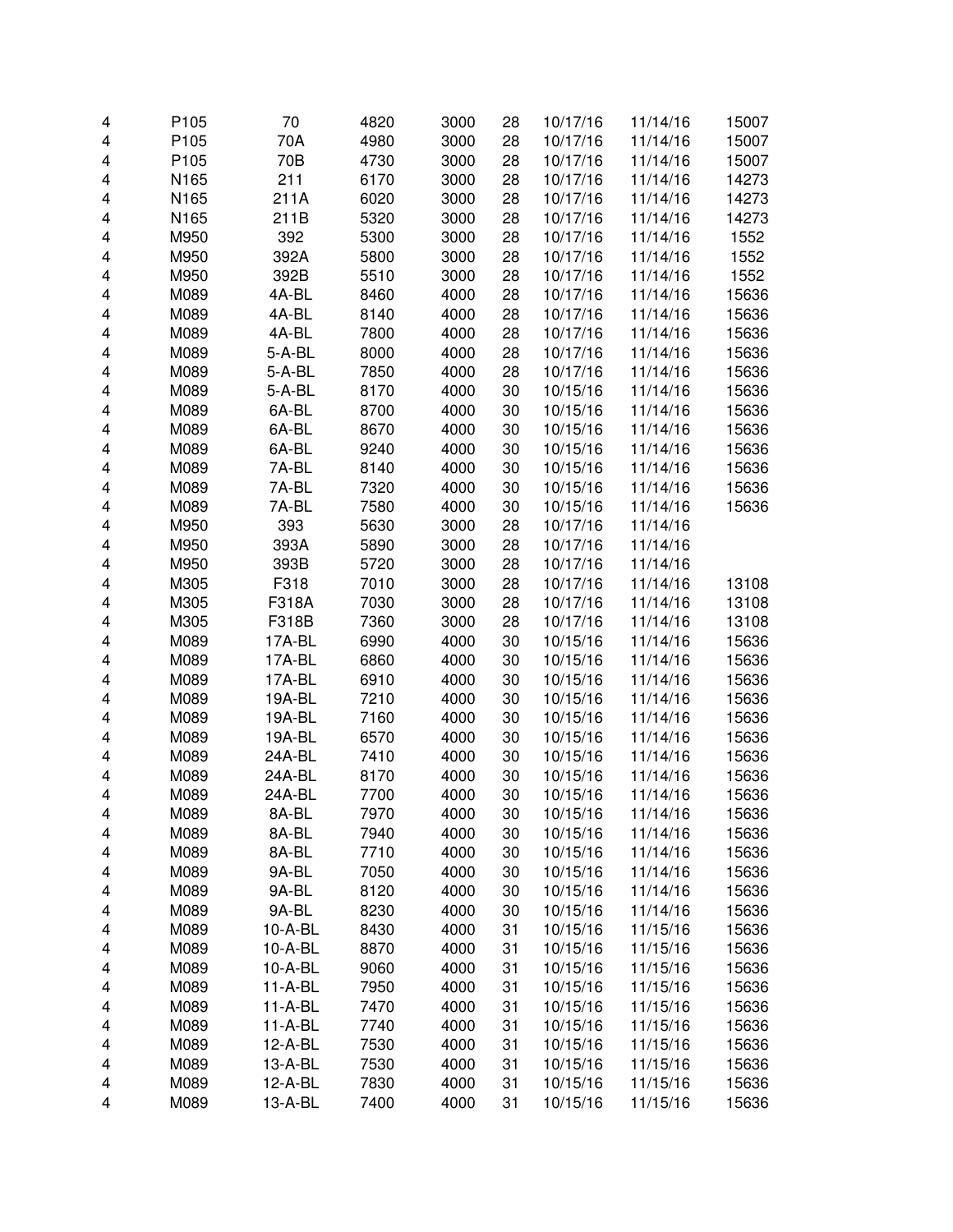| | | | | | | | | |
|---|---|---|---|---|---|---|---|---|
| 4 | P105 | 70 | 4820 | 3000 | 28 | 10/17/16 | 11/14/16 | 15007 |
| 4 | P105 | 70A | 4980 | 3000 | 28 | 10/17/16 | 11/14/16 | 15007 |
| 4 | P105 | 70B | 4730 | 3000 | 28 | 10/17/16 | 11/14/16 | 15007 |
| 4 | N165 | 211 | 6170 | 3000 | 28 | 10/17/16 | 11/14/16 | 14273 |
| 4 | N165 | 211A | 6020 | 3000 | 28 | 10/17/16 | 11/14/16 | 14273 |
| 4 | N165 | 211B | 5320 | 3000 | 28 | 10/17/16 | 11/14/16 | 14273 |
| 4 | M950 | 392 | 5300 | 3000 | 28 | 10/17/16 | 11/14/16 | 1552 |
| 4 | M950 | 392A | 5800 | 3000 | 28 | 10/17/16 | 11/14/16 | 1552 |
| 4 | M950 | 392B | 5510 | 3000 | 28 | 10/17/16 | 11/14/16 | 1552 |
| 4 | M089 | 4A-BL | 8460 | 4000 | 28 | 10/17/16 | 11/14/16 | 15636 |
| 4 | M089 | 4A-BL | 8140 | 4000 | 28 | 10/17/16 | 11/14/16 | 15636 |
| 4 | M089 | 4A-BL | 7800 | 4000 | 28 | 10/17/16 | 11/14/16 | 15636 |
| 4 | M089 | 5-A-BL | 8000 | 4000 | 28 | 10/17/16 | 11/14/16 | 15636 |
| 4 | M089 | 5-A-BL | 7850 | 4000 | 28 | 10/17/16 | 11/14/16 | 15636 |
| 4 | M089 | 5-A-BL | 8170 | 4000 | 30 | 10/15/16 | 11/14/16 | 15636 |
| 4 | M089 | 6A-BL | 8700 | 4000 | 30 | 10/15/16 | 11/14/16 | 15636 |
| 4 | M089 | 6A-BL | 8670 | 4000 | 30 | 10/15/16 | 11/14/16 | 15636 |
| 4 | M089 | 6A-BL | 9240 | 4000 | 30 | 10/15/16 | 11/14/16 | 15636 |
| 4 | M089 | 7A-BL | 8140 | 4000 | 30 | 10/15/16 | 11/14/16 | 15636 |
| 4 | M089 | 7A-BL | 7320 | 4000 | 30 | 10/15/16 | 11/14/16 | 15636 |
| 4 | M089 | 7A-BL | 7580 | 4000 | 30 | 10/15/16 | 11/14/16 | 15636 |
| 4 | M950 | 393 | 5630 | 3000 | 28 | 10/17/16 | 11/14/16 | |
| 4 | M950 | 393A | 5890 | 3000 | 28 | 10/17/16 | 11/14/16 | |
| 4 | M950 | 393B | 5720 | 3000 | 28 | 10/17/16 | 11/14/16 | |
| 4 | M305 | F318 | 7010 | 3000 | 28 | 10/17/16 | 11/14/16 | 13108 |
| 4 | M305 | F318A | 7030 | 3000 | 28 | 10/17/16 | 11/14/16 | 13108 |
| 4 | M305 | F318B | 7360 | 3000 | 28 | 10/17/16 | 11/14/16 | 13108 |
| 4 | M089 | 17A-BL | 6990 | 4000 | 30 | 10/15/16 | 11/14/16 | 15636 |
| 4 | M089 | 17A-BL | 6860 | 4000 | 30 | 10/15/16 | 11/14/16 | 15636 |
| 4 | M089 | 17A-BL | 6910 | 4000 | 30 | 10/15/16 | 11/14/16 | 15636 |
| 4 | M089 | 19A-BL | 7210 | 4000 | 30 | 10/15/16 | 11/14/16 | 15636 |
| 4 | M089 | 19A-BL | 7160 | 4000 | 30 | 10/15/16 | 11/14/16 | 15636 |
| 4 | M089 | 19A-BL | 6570 | 4000 | 30 | 10/15/16 | 11/14/16 | 15636 |
| 4 | M089 | 24A-BL | 7410 | 4000 | 30 | 10/15/16 | 11/14/16 | 15636 |
| 4 | M089 | 24A-BL | 8170 | 4000 | 30 | 10/15/16 | 11/14/16 | 15636 |
| 4 | M089 | 24A-BL | 7700 | 4000 | 30 | 10/15/16 | 11/14/16 | 15636 |
| 4 | M089 | 8A-BL | 7970 | 4000 | 30 | 10/15/16 | 11/14/16 | 15636 |
| 4 | M089 | 8A-BL | 7940 | 4000 | 30 | 10/15/16 | 11/14/16 | 15636 |
| 4 | M089 | 8A-BL | 7710 | 4000 | 30 | 10/15/16 | 11/14/16 | 15636 |
| 4 | M089 | 9A-BL | 7050 | 4000 | 30 | 10/15/16 | 11/14/16 | 15636 |
| 4 | M089 | 9A-BL | 8120 | 4000 | 30 | 10/15/16 | 11/14/16 | 15636 |
| 4 | M089 | 9A-BL | 8230 | 4000 | 30 | 10/15/16 | 11/14/16 | 15636 |
| 4 | M089 | 10-A-BL | 8430 | 4000 | 31 | 10/15/16 | 11/15/16 | 15636 |
| 4 | M089 | 10-A-BL | 8870 | 4000 | 31 | 10/15/16 | 11/15/16 | 15636 |
| 4 | M089 | 10-A-BL | 9060 | 4000 | 31 | 10/15/16 | 11/15/16 | 15636 |
| 4 | M089 | 11-A-BL | 7950 | 4000 | 31 | 10/15/16 | 11/15/16 | 15636 |
| 4 | M089 | 11-A-BL | 7470 | 4000 | 31 | 10/15/16 | 11/15/16 | 15636 |
| 4 | M089 | 11-A-BL | 7740 | 4000 | 31 | 10/15/16 | 11/15/16 | 15636 |
| 4 | M089 | 12-A-BL | 7530 | 4000 | 31 | 10/15/16 | 11/15/16 | 15636 |
| 4 | M089 | 13-A-BL | 7530 | 4000 | 31 | 10/15/16 | 11/15/16 | 15636 |
| 4 | M089 | 12-A-BL | 7830 | 4000 | 31 | 10/15/16 | 11/15/16 | 15636 |
| 4 | M089 | 13-A-BL | 7400 | 4000 | 31 | 10/15/16 | 11/15/16 | 15636 |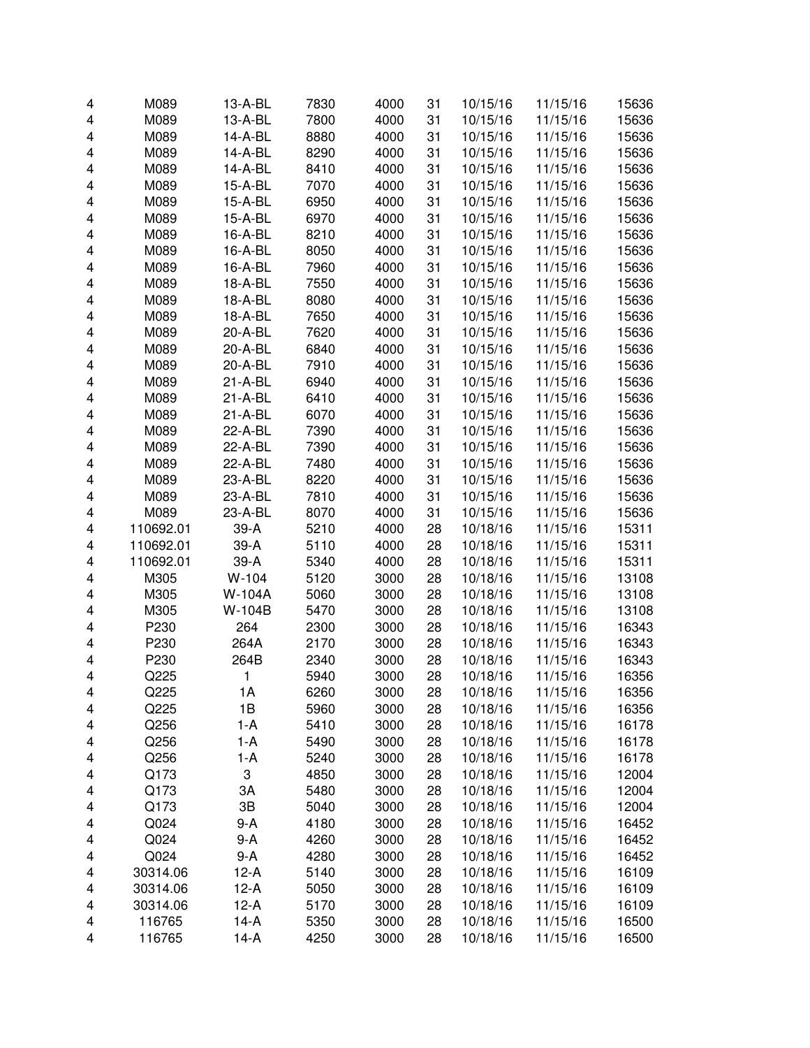| | | | | | | | | |
|---|---|---|---|---|---|---|---|---|
| 4 | M089 | 13-A-BL | 7830 | 4000 | 31 | 10/15/16 | 11/15/16 | 15636 |
| 4 | M089 | 13-A-BL | 7800 | 4000 | 31 | 10/15/16 | 11/15/16 | 15636 |
| 4 | M089 | 14-A-BL | 8880 | 4000 | 31 | 10/15/16 | 11/15/16 | 15636 |
| 4 | M089 | 14-A-BL | 8290 | 4000 | 31 | 10/15/16 | 11/15/16 | 15636 |
| 4 | M089 | 14-A-BL | 8410 | 4000 | 31 | 10/15/16 | 11/15/16 | 15636 |
| 4 | M089 | 15-A-BL | 7070 | 4000 | 31 | 10/15/16 | 11/15/16 | 15636 |
| 4 | M089 | 15-A-BL | 6950 | 4000 | 31 | 10/15/16 | 11/15/16 | 15636 |
| 4 | M089 | 15-A-BL | 6970 | 4000 | 31 | 10/15/16 | 11/15/16 | 15636 |
| 4 | M089 | 16-A-BL | 8210 | 4000 | 31 | 10/15/16 | 11/15/16 | 15636 |
| 4 | M089 | 16-A-BL | 8050 | 4000 | 31 | 10/15/16 | 11/15/16 | 15636 |
| 4 | M089 | 16-A-BL | 7960 | 4000 | 31 | 10/15/16 | 11/15/16 | 15636 |
| 4 | M089 | 18-A-BL | 7550 | 4000 | 31 | 10/15/16 | 11/15/16 | 15636 |
| 4 | M089 | 18-A-BL | 8080 | 4000 | 31 | 10/15/16 | 11/15/16 | 15636 |
| 4 | M089 | 18-A-BL | 7650 | 4000 | 31 | 10/15/16 | 11/15/16 | 15636 |
| 4 | M089 | 20-A-BL | 7620 | 4000 | 31 | 10/15/16 | 11/15/16 | 15636 |
| 4 | M089 | 20-A-BL | 6840 | 4000 | 31 | 10/15/16 | 11/15/16 | 15636 |
| 4 | M089 | 20-A-BL | 7910 | 4000 | 31 | 10/15/16 | 11/15/16 | 15636 |
| 4 | M089 | 21-A-BL | 6940 | 4000 | 31 | 10/15/16 | 11/15/16 | 15636 |
| 4 | M089 | 21-A-BL | 6410 | 4000 | 31 | 10/15/16 | 11/15/16 | 15636 |
| 4 | M089 | 21-A-BL | 6070 | 4000 | 31 | 10/15/16 | 11/15/16 | 15636 |
| 4 | M089 | 22-A-BL | 7390 | 4000 | 31 | 10/15/16 | 11/15/16 | 15636 |
| 4 | M089 | 22-A-BL | 7390 | 4000 | 31 | 10/15/16 | 11/15/16 | 15636 |
| 4 | M089 | 22-A-BL | 7480 | 4000 | 31 | 10/15/16 | 11/15/16 | 15636 |
| 4 | M089 | 23-A-BL | 8220 | 4000 | 31 | 10/15/16 | 11/15/16 | 15636 |
| 4 | M089 | 23-A-BL | 7810 | 4000 | 31 | 10/15/16 | 11/15/16 | 15636 |
| 4 | M089 | 23-A-BL | 8070 | 4000 | 31 | 10/15/16 | 11/15/16 | 15636 |
| 4 | 110692.01 | 39-A | 5210 | 4000 | 28 | 10/18/16 | 11/15/16 | 15311 |
| 4 | 110692.01 | 39-A | 5110 | 4000 | 28 | 10/18/16 | 11/15/16 | 15311 |
| 4 | 110692.01 | 39-A | 5340 | 4000 | 28 | 10/18/16 | 11/15/16 | 15311 |
| 4 | M305 | W-104 | 5120 | 3000 | 28 | 10/18/16 | 11/15/16 | 13108 |
| 4 | M305 | W-104A | 5060 | 3000 | 28 | 10/18/16 | 11/15/16 | 13108 |
| 4 | M305 | W-104B | 5470 | 3000 | 28 | 10/18/16 | 11/15/16 | 13108 |
| 4 | P230 | 264 | 2300 | 3000 | 28 | 10/18/16 | 11/15/16 | 16343 |
| 4 | P230 | 264A | 2170 | 3000 | 28 | 10/18/16 | 11/15/16 | 16343 |
| 4 | P230 | 264B | 2340 | 3000 | 28 | 10/18/16 | 11/15/16 | 16343 |
| 4 | Q225 | 1 | 5940 | 3000 | 28 | 10/18/16 | 11/15/16 | 16356 |
| 4 | Q225 | 1A | 6260 | 3000 | 28 | 10/18/16 | 11/15/16 | 16356 |
| 4 | Q225 | 1B | 5960 | 3000 | 28 | 10/18/16 | 11/15/16 | 16356 |
| 4 | Q256 | 1-A | 5410 | 3000 | 28 | 10/18/16 | 11/15/16 | 16178 |
| 4 | Q256 | 1-A | 5490 | 3000 | 28 | 10/18/16 | 11/15/16 | 16178 |
| 4 | Q256 | 1-A | 5240 | 3000 | 28 | 10/18/16 | 11/15/16 | 16178 |
| 4 | Q173 | 3 | 4850 | 3000 | 28 | 10/18/16 | 11/15/16 | 12004 |
| 4 | Q173 | 3A | 5480 | 3000 | 28 | 10/18/16 | 11/15/16 | 12004 |
| 4 | Q173 | 3B | 5040 | 3000 | 28 | 10/18/16 | 11/15/16 | 12004 |
| 4 | Q024 | 9-A | 4180 | 3000 | 28 | 10/18/16 | 11/15/16 | 16452 |
| 4 | Q024 | 9-A | 4260 | 3000 | 28 | 10/18/16 | 11/15/16 | 16452 |
| 4 | Q024 | 9-A | 4280 | 3000 | 28 | 10/18/16 | 11/15/16 | 16452 |
| 4 | 30314.06 | 12-A | 5140 | 3000 | 28 | 10/18/16 | 11/15/16 | 16109 |
| 4 | 30314.06 | 12-A | 5050 | 3000 | 28 | 10/18/16 | 11/15/16 | 16109 |
| 4 | 30314.06 | 12-A | 5170 | 3000 | 28 | 10/18/16 | 11/15/16 | 16109 |
| 4 | 116765 | 14-A | 5350 | 3000 | 28 | 10/18/16 | 11/15/16 | 16500 |
| 4 | 116765 | 14-A | 4250 | 3000 | 28 | 10/18/16 | 11/15/16 | 16500 |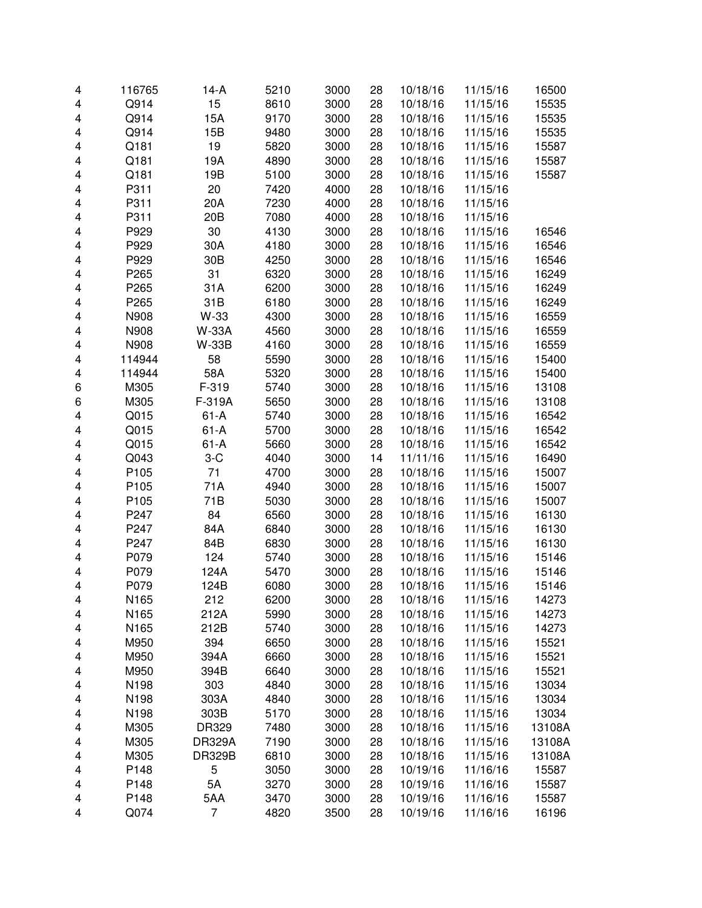| | | | | | | | | |
|---|---|---|---|---|---|---|---|---|
| 4 | 116765 | 14-A | 5210 | 3000 | 28 | 10/18/16 | 11/15/16 | 16500 |
| 4 | Q914 | 15 | 8610 | 3000 | 28 | 10/18/16 | 11/15/16 | 15535 |
| 4 | Q914 | 15A | 9170 | 3000 | 28 | 10/18/16 | 11/15/16 | 15535 |
| 4 | Q914 | 15B | 9480 | 3000 | 28 | 10/18/16 | 11/15/16 | 15535 |
| 4 | Q181 | 19 | 5820 | 3000 | 28 | 10/18/16 | 11/15/16 | 15587 |
| 4 | Q181 | 19A | 4890 | 3000 | 28 | 10/18/16 | 11/15/16 | 15587 |
| 4 | Q181 | 19B | 5100 | 3000 | 28 | 10/18/16 | 11/15/16 | 15587 |
| 4 | P311 | 20 | 7420 | 4000 | 28 | 10/18/16 | 11/15/16 | |
| 4 | P311 | 20A | 7230 | 4000 | 28 | 10/18/16 | 11/15/16 | |
| 4 | P311 | 20B | 7080 | 4000 | 28 | 10/18/16 | 11/15/16 | |
| 4 | P929 | 30 | 4130 | 3000 | 28 | 10/18/16 | 11/15/16 | 16546 |
| 4 | P929 | 30A | 4180 | 3000 | 28 | 10/18/16 | 11/15/16 | 16546 |
| 4 | P929 | 30B | 4250 | 3000 | 28 | 10/18/16 | 11/15/16 | 16546 |
| 4 | P265 | 31 | 6320 | 3000 | 28 | 10/18/16 | 11/15/16 | 16249 |
| 4 | P265 | 31A | 6200 | 3000 | 28 | 10/18/16 | 11/15/16 | 16249 |
| 4 | P265 | 31B | 6180 | 3000 | 28 | 10/18/16 | 11/15/16 | 16249 |
| 4 | N908 | W-33 | 4300 | 3000 | 28 | 10/18/16 | 11/15/16 | 16559 |
| 4 | N908 | W-33A | 4560 | 3000 | 28 | 10/18/16 | 11/15/16 | 16559 |
| 4 | N908 | W-33B | 4160 | 3000 | 28 | 10/18/16 | 11/15/16 | 16559 |
| 4 | 114944 | 58 | 5590 | 3000 | 28 | 10/18/16 | 11/15/16 | 15400 |
| 4 | 114944 | 58A | 5320 | 3000 | 28 | 10/18/16 | 11/15/16 | 15400 |
| 6 | M305 | F-319 | 5740 | 3000 | 28 | 10/18/16 | 11/15/16 | 13108 |
| 6 | M305 | F-319A | 5650 | 3000 | 28 | 10/18/16 | 11/15/16 | 13108 |
| 4 | Q015 | 61-A | 5740 | 3000 | 28 | 10/18/16 | 11/15/16 | 16542 |
| 4 | Q015 | 61-A | 5700 | 3000 | 28 | 10/18/16 | 11/15/16 | 16542 |
| 4 | Q015 | 61-A | 5660 | 3000 | 28 | 10/18/16 | 11/15/16 | 16542 |
| 4 | Q043 | 3-C | 4040 | 3000 | 14 | 11/11/16 | 11/15/16 | 16490 |
| 4 | P105 | 71 | 4700 | 3000 | 28 | 10/18/16 | 11/15/16 | 15007 |
| 4 | P105 | 71A | 4940 | 3000 | 28 | 10/18/16 | 11/15/16 | 15007 |
| 4 | P105 | 71B | 5030 | 3000 | 28 | 10/18/16 | 11/15/16 | 15007 |
| 4 | P247 | 84 | 6560 | 3000 | 28 | 10/18/16 | 11/15/16 | 16130 |
| 4 | P247 | 84A | 6840 | 3000 | 28 | 10/18/16 | 11/15/16 | 16130 |
| 4 | P247 | 84B | 6830 | 3000 | 28 | 10/18/16 | 11/15/16 | 16130 |
| 4 | P079 | 124 | 5740 | 3000 | 28 | 10/18/16 | 11/15/16 | 15146 |
| 4 | P079 | 124A | 5470 | 3000 | 28 | 10/18/16 | 11/15/16 | 15146 |
| 4 | P079 | 124B | 6080 | 3000 | 28 | 10/18/16 | 11/15/16 | 15146 |
| 4 | N165 | 212 | 6200 | 3000 | 28 | 10/18/16 | 11/15/16 | 14273 |
| 4 | N165 | 212A | 5990 | 3000 | 28 | 10/18/16 | 11/15/16 | 14273 |
| 4 | N165 | 212B | 5740 | 3000 | 28 | 10/18/16 | 11/15/16 | 14273 |
| 4 | M950 | 394 | 6650 | 3000 | 28 | 10/18/16 | 11/15/16 | 15521 |
| 4 | M950 | 394A | 6660 | 3000 | 28 | 10/18/16 | 11/15/16 | 15521 |
| 4 | M950 | 394B | 6640 | 3000 | 28 | 10/18/16 | 11/15/16 | 15521 |
| 4 | N198 | 303 | 4840 | 3000 | 28 | 10/18/16 | 11/15/16 | 13034 |
| 4 | N198 | 303A | 4840 | 3000 | 28 | 10/18/16 | 11/15/16 | 13034 |
| 4 | N198 | 303B | 5170 | 3000 | 28 | 10/18/16 | 11/15/16 | 13034 |
| 4 | M305 | DR329 | 7480 | 3000 | 28 | 10/18/16 | 11/15/16 | 13108A |
| 4 | M305 | DR329A | 7190 | 3000 | 28 | 10/18/16 | 11/15/16 | 13108A |
| 4 | M305 | DR329B | 6810 | 3000 | 28 | 10/18/16 | 11/15/16 | 13108A |
| 4 | P148 | 5 | 3050 | 3000 | 28 | 10/19/16 | 11/16/16 | 15587 |
| 4 | P148 | 5A | 3270 | 3000 | 28 | 10/19/16 | 11/16/16 | 15587 |
| 4 | P148 | 5AA | 3470 | 3000 | 28 | 10/19/16 | 11/16/16 | 15587 |
| 4 | Q074 | 7 | 4820 | 3500 | 28 | 10/19/16 | 11/16/16 | 16196 |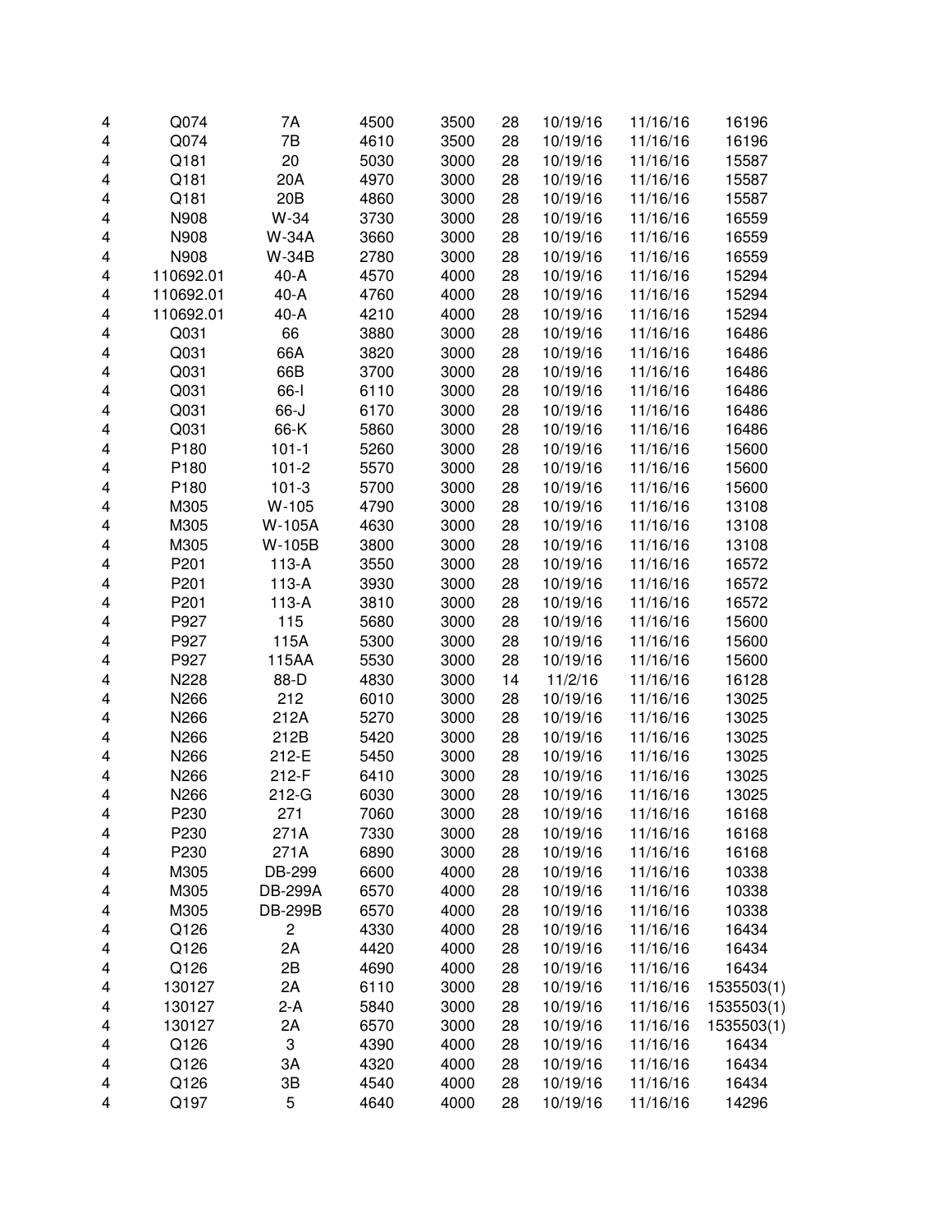| | | | | | | | | |
|---|---|---|---|---|---|---|---|---|
| 4 | Q074 | 7A | 4500 | 3500 | 28 | 10/19/16 | 11/16/16 | 16196 |
| 4 | Q074 | 7B | 4610 | 3500 | 28 | 10/19/16 | 11/16/16 | 16196 |
| 4 | Q181 | 20 | 5030 | 3000 | 28 | 10/19/16 | 11/16/16 | 15587 |
| 4 | Q181 | 20A | 4970 | 3000 | 28 | 10/19/16 | 11/16/16 | 15587 |
| 4 | Q181 | 20B | 4860 | 3000 | 28 | 10/19/16 | 11/16/16 | 15587 |
| 4 | N908 | W-34 | 3730 | 3000 | 28 | 10/19/16 | 11/16/16 | 16559 |
| 4 | N908 | W-34A | 3660 | 3000 | 28 | 10/19/16 | 11/16/16 | 16559 |
| 4 | N908 | W-34B | 2780 | 3000 | 28 | 10/19/16 | 11/16/16 | 16559 |
| 4 | 110692.01 | 40-A | 4570 | 4000 | 28 | 10/19/16 | 11/16/16 | 15294 |
| 4 | 110692.01 | 40-A | 4760 | 4000 | 28 | 10/19/16 | 11/16/16 | 15294 |
| 4 | 110692.01 | 40-A | 4210 | 4000 | 28 | 10/19/16 | 11/16/16 | 15294 |
| 4 | Q031 | 66 | 3880 | 3000 | 28 | 10/19/16 | 11/16/16 | 16486 |
| 4 | Q031 | 66A | 3820 | 3000 | 28 | 10/19/16 | 11/16/16 | 16486 |
| 4 | Q031 | 66B | 3700 | 3000 | 28 | 10/19/16 | 11/16/16 | 16486 |
| 4 | Q031 | 66-I | 6110 | 3000 | 28 | 10/19/16 | 11/16/16 | 16486 |
| 4 | Q031 | 66-J | 6170 | 3000 | 28 | 10/19/16 | 11/16/16 | 16486 |
| 4 | Q031 | 66-K | 5860 | 3000 | 28 | 10/19/16 | 11/16/16 | 16486 |
| 4 | P180 | 101-1 | 5260 | 3000 | 28 | 10/19/16 | 11/16/16 | 15600 |
| 4 | P180 | 101-2 | 5570 | 3000 | 28 | 10/19/16 | 11/16/16 | 15600 |
| 4 | P180 | 101-3 | 5700 | 3000 | 28 | 10/19/16 | 11/16/16 | 15600 |
| 4 | M305 | W-105 | 4790 | 3000 | 28 | 10/19/16 | 11/16/16 | 13108 |
| 4 | M305 | W-105A | 4630 | 3000 | 28 | 10/19/16 | 11/16/16 | 13108 |
| 4 | M305 | W-105B | 3800 | 3000 | 28 | 10/19/16 | 11/16/16 | 13108 |
| 4 | P201 | 113-A | 3550 | 3000 | 28 | 10/19/16 | 11/16/16 | 16572 |
| 4 | P201 | 113-A | 3930 | 3000 | 28 | 10/19/16 | 11/16/16 | 16572 |
| 4 | P201 | 113-A | 3810 | 3000 | 28 | 10/19/16 | 11/16/16 | 16572 |
| 4 | P927 | 115 | 5680 | 3000 | 28 | 10/19/16 | 11/16/16 | 15600 |
| 4 | P927 | 115A | 5300 | 3000 | 28 | 10/19/16 | 11/16/16 | 15600 |
| 4 | P927 | 115AA | 5530 | 3000 | 28 | 10/19/16 | 11/16/16 | 15600 |
| 4 | N228 | 88-D | 4830 | 3000 | 14 | 11/2/16 | 11/16/16 | 16128 |
| 4 | N266 | 212 | 6010 | 3000 | 28 | 10/19/16 | 11/16/16 | 13025 |
| 4 | N266 | 212A | 5270 | 3000 | 28 | 10/19/16 | 11/16/16 | 13025 |
| 4 | N266 | 212B | 5420 | 3000 | 28 | 10/19/16 | 11/16/16 | 13025 |
| 4 | N266 | 212-E | 5450 | 3000 | 28 | 10/19/16 | 11/16/16 | 13025 |
| 4 | N266 | 212-F | 6410 | 3000 | 28 | 10/19/16 | 11/16/16 | 13025 |
| 4 | N266 | 212-G | 6030 | 3000 | 28 | 10/19/16 | 11/16/16 | 13025 |
| 4 | P230 | 271 | 7060 | 3000 | 28 | 10/19/16 | 11/16/16 | 16168 |
| 4 | P230 | 271A | 7330 | 3000 | 28 | 10/19/16 | 11/16/16 | 16168 |
| 4 | P230 | 271A | 6890 | 3000 | 28 | 10/19/16 | 11/16/16 | 16168 |
| 4 | M305 | DB-299 | 6600 | 4000 | 28 | 10/19/16 | 11/16/16 | 10338 |
| 4 | M305 | DB-299A | 6570 | 4000 | 28 | 10/19/16 | 11/16/16 | 10338 |
| 4 | M305 | DB-299B | 6570 | 4000 | 28 | 10/19/16 | 11/16/16 | 10338 |
| 4 | Q126 | 2 | 4330 | 4000 | 28 | 10/19/16 | 11/16/16 | 16434 |
| 4 | Q126 | 2A | 4420 | 4000 | 28 | 10/19/16 | 11/16/16 | 16434 |
| 4 | Q126 | 2B | 4690 | 4000 | 28 | 10/19/16 | 11/16/16 | 16434 |
| 4 | 130127 | 2A | 6110 | 3000 | 28 | 10/19/16 | 11/16/16 | 1535503(1) |
| 4 | 130127 | 2-A | 5840 | 3000 | 28 | 10/19/16 | 11/16/16 | 1535503(1) |
| 4 | 130127 | 2A | 6570 | 3000 | 28 | 10/19/16 | 11/16/16 | 1535503(1) |
| 4 | Q126 | 3 | 4390 | 4000 | 28 | 10/19/16 | 11/16/16 | 16434 |
| 4 | Q126 | 3A | 4320 | 4000 | 28 | 10/19/16 | 11/16/16 | 16434 |
| 4 | Q126 | 3B | 4540 | 4000 | 28 | 10/19/16 | 11/16/16 | 16434 |
| 4 | Q197 | 5 | 4640 | 4000 | 28 | 10/19/16 | 11/16/16 | 14296 |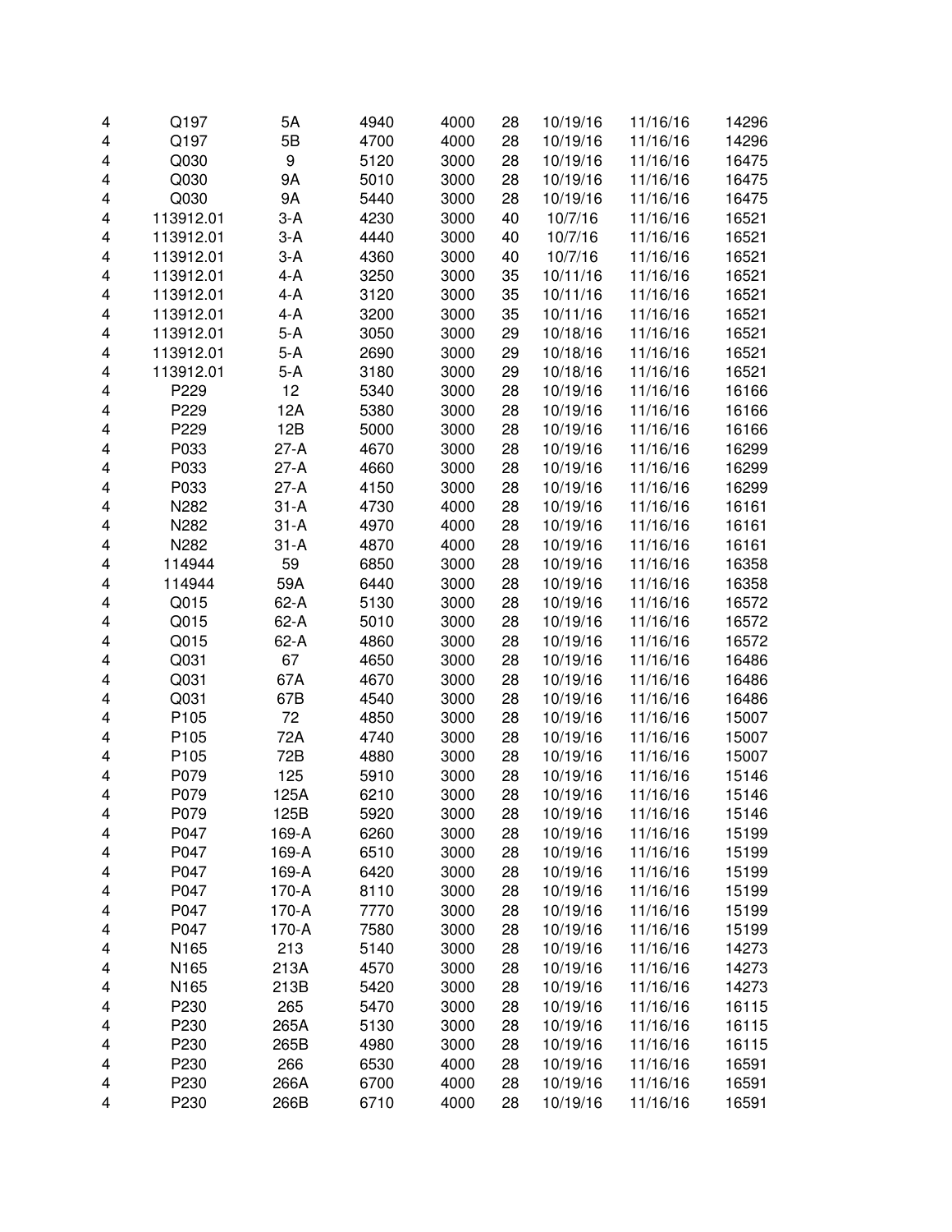| | | | | | | | | |
|---|---|---|---|---|---|---|---|---|
| 4 | Q197 | 5A | 4940 | 4000 | 28 | 10/19/16 | 11/16/16 | 14296 |
| 4 | Q197 | 5B | 4700 | 4000 | 28 | 10/19/16 | 11/16/16 | 14296 |
| 4 | Q030 | 9 | 5120 | 3000 | 28 | 10/19/16 | 11/16/16 | 16475 |
| 4 | Q030 | 9A | 5010 | 3000 | 28 | 10/19/16 | 11/16/16 | 16475 |
| 4 | Q030 | 9A | 5440 | 3000 | 28 | 10/19/16 | 11/16/16 | 16475 |
| 4 | 113912.01 | 3-A | 4230 | 3000 | 40 | 10/7/16 | 11/16/16 | 16521 |
| 4 | 113912.01 | 3-A | 4440 | 3000 | 40 | 10/7/16 | 11/16/16 | 16521 |
| 4 | 113912.01 | 3-A | 4360 | 3000 | 40 | 10/7/16 | 11/16/16 | 16521 |
| 4 | 113912.01 | 4-A | 3250 | 3000 | 35 | 10/11/16 | 11/16/16 | 16521 |
| 4 | 113912.01 | 4-A | 3120 | 3000 | 35 | 10/11/16 | 11/16/16 | 16521 |
| 4 | 113912.01 | 4-A | 3200 | 3000 | 35 | 10/11/16 | 11/16/16 | 16521 |
| 4 | 113912.01 | 5-A | 3050 | 3000 | 29 | 10/18/16 | 11/16/16 | 16521 |
| 4 | 113912.01 | 5-A | 2690 | 3000 | 29 | 10/18/16 | 11/16/16 | 16521 |
| 4 | 113912.01 | 5-A | 3180 | 3000 | 29 | 10/18/16 | 11/16/16 | 16521 |
| 4 | P229 | 12 | 5340 | 3000 | 28 | 10/19/16 | 11/16/16 | 16166 |
| 4 | P229 | 12A | 5380 | 3000 | 28 | 10/19/16 | 11/16/16 | 16166 |
| 4 | P229 | 12B | 5000 | 3000 | 28 | 10/19/16 | 11/16/16 | 16166 |
| 4 | P033 | 27-A | 4670 | 3000 | 28 | 10/19/16 | 11/16/16 | 16299 |
| 4 | P033 | 27-A | 4660 | 3000 | 28 | 10/19/16 | 11/16/16 | 16299 |
| 4 | P033 | 27-A | 4150 | 3000 | 28 | 10/19/16 | 11/16/16 | 16299 |
| 4 | N282 | 31-A | 4730 | 4000 | 28 | 10/19/16 | 11/16/16 | 16161 |
| 4 | N282 | 31-A | 4970 | 4000 | 28 | 10/19/16 | 11/16/16 | 16161 |
| 4 | N282 | 31-A | 4870 | 4000 | 28 | 10/19/16 | 11/16/16 | 16161 |
| 4 | 114944 | 59 | 6850 | 3000 | 28 | 10/19/16 | 11/16/16 | 16358 |
| 4 | 114944 | 59A | 6440 | 3000 | 28 | 10/19/16 | 11/16/16 | 16358 |
| 4 | Q015 | 62-A | 5130 | 3000 | 28 | 10/19/16 | 11/16/16 | 16572 |
| 4 | Q015 | 62-A | 5010 | 3000 | 28 | 10/19/16 | 11/16/16 | 16572 |
| 4 | Q015 | 62-A | 4860 | 3000 | 28 | 10/19/16 | 11/16/16 | 16572 |
| 4 | Q031 | 67 | 4650 | 3000 | 28 | 10/19/16 | 11/16/16 | 16486 |
| 4 | Q031 | 67A | 4670 | 3000 | 28 | 10/19/16 | 11/16/16 | 16486 |
| 4 | Q031 | 67B | 4540 | 3000 | 28 | 10/19/16 | 11/16/16 | 16486 |
| 4 | P105 | 72 | 4850 | 3000 | 28 | 10/19/16 | 11/16/16 | 15007 |
| 4 | P105 | 72A | 4740 | 3000 | 28 | 10/19/16 | 11/16/16 | 15007 |
| 4 | P105 | 72B | 4880 | 3000 | 28 | 10/19/16 | 11/16/16 | 15007 |
| 4 | P079 | 125 | 5910 | 3000 | 28 | 10/19/16 | 11/16/16 | 15146 |
| 4 | P079 | 125A | 6210 | 3000 | 28 | 10/19/16 | 11/16/16 | 15146 |
| 4 | P079 | 125B | 5920 | 3000 | 28 | 10/19/16 | 11/16/16 | 15146 |
| 4 | P047 | 169-A | 6260 | 3000 | 28 | 10/19/16 | 11/16/16 | 15199 |
| 4 | P047 | 169-A | 6510 | 3000 | 28 | 10/19/16 | 11/16/16 | 15199 |
| 4 | P047 | 169-A | 6420 | 3000 | 28 | 10/19/16 | 11/16/16 | 15199 |
| 4 | P047 | 170-A | 8110 | 3000 | 28 | 10/19/16 | 11/16/16 | 15199 |
| 4 | P047 | 170-A | 7770 | 3000 | 28 | 10/19/16 | 11/16/16 | 15199 |
| 4 | P047 | 170-A | 7580 | 3000 | 28 | 10/19/16 | 11/16/16 | 15199 |
| 4 | N165 | 213 | 5140 | 3000 | 28 | 10/19/16 | 11/16/16 | 14273 |
| 4 | N165 | 213A | 4570 | 3000 | 28 | 10/19/16 | 11/16/16 | 14273 |
| 4 | N165 | 213B | 5420 | 3000 | 28 | 10/19/16 | 11/16/16 | 14273 |
| 4 | P230 | 265 | 5470 | 3000 | 28 | 10/19/16 | 11/16/16 | 16115 |
| 4 | P230 | 265A | 5130 | 3000 | 28 | 10/19/16 | 11/16/16 | 16115 |
| 4 | P230 | 265B | 4980 | 3000 | 28 | 10/19/16 | 11/16/16 | 16115 |
| 4 | P230 | 266 | 6530 | 4000 | 28 | 10/19/16 | 11/16/16 | 16591 |
| 4 | P230 | 266A | 6700 | 4000 | 28 | 10/19/16 | 11/16/16 | 16591 |
| 4 | P230 | 266B | 6710 | 4000 | 28 | 10/19/16 | 11/16/16 | 16591 |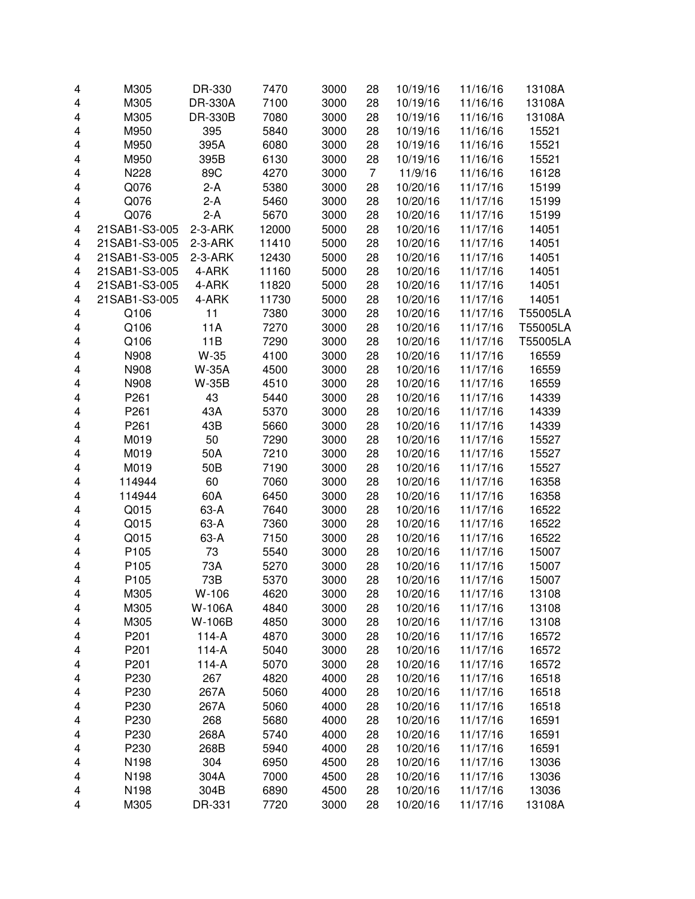| | | | | | | | | |
|---|---|---|---|---|---|---|---|---|
| 4 | M305 | DR-330 | 7470 | 3000 | 28 | 10/19/16 | 11/16/16 | 13108A |
| 4 | M305 | DR-330A | 7100 | 3000 | 28 | 10/19/16 | 11/16/16 | 13108A |
| 4 | M305 | DR-330B | 7080 | 3000 | 28 | 10/19/16 | 11/16/16 | 13108A |
| 4 | M950 | 395 | 5840 | 3000 | 28 | 10/19/16 | 11/16/16 | 15521 |
| 4 | M950 | 395A | 6080 | 3000 | 28 | 10/19/16 | 11/16/16 | 15521 |
| 4 | M950 | 395B | 6130 | 3000 | 28 | 10/19/16 | 11/16/16 | 15521 |
| 4 | N228 | 89C | 4270 | 3000 | 7 | 11/9/16 | 11/16/16 | 16128 |
| 4 | Q076 | 2-A | 5380 | 3000 | 28 | 10/20/16 | 11/17/16 | 15199 |
| 4 | Q076 | 2-A | 5460 | 3000 | 28 | 10/20/16 | 11/17/16 | 15199 |
| 4 | Q076 | 2-A | 5670 | 3000 | 28 | 10/20/16 | 11/17/16 | 15199 |
| 4 | 21SAB1-S3-005 | 2-3-ARK | 12000 | 5000 | 28 | 10/20/16 | 11/17/16 | 14051 |
| 4 | 21SAB1-S3-005 | 2-3-ARK | 11410 | 5000 | 28 | 10/20/16 | 11/17/16 | 14051 |
| 4 | 21SAB1-S3-005 | 2-3-ARK | 12430 | 5000 | 28 | 10/20/16 | 11/17/16 | 14051 |
| 4 | 21SAB1-S3-005 | 4-ARK | 11160 | 5000 | 28 | 10/20/16 | 11/17/16 | 14051 |
| 4 | 21SAB1-S3-005 | 4-ARK | 11820 | 5000 | 28 | 10/20/16 | 11/17/16 | 14051 |
| 4 | 21SAB1-S3-005 | 4-ARK | 11730 | 5000 | 28 | 10/20/16 | 11/17/16 | 14051 |
| 4 | Q106 | 11 | 7380 | 3000 | 28 | 10/20/16 | 11/17/16 | T55005LA |
| 4 | Q106 | 11A | 7270 | 3000 | 28 | 10/20/16 | 11/17/16 | T55005LA |
| 4 | Q106 | 11B | 7290 | 3000 | 28 | 10/20/16 | 11/17/16 | T55005LA |
| 4 | N908 | W-35 | 4100 | 3000 | 28 | 10/20/16 | 11/17/16 | 16559 |
| 4 | N908 | W-35A | 4500 | 3000 | 28 | 10/20/16 | 11/17/16 | 16559 |
| 4 | N908 | W-35B | 4510 | 3000 | 28 | 10/20/16 | 11/17/16 | 16559 |
| 4 | P261 | 43 | 5440 | 3000 | 28 | 10/20/16 | 11/17/16 | 14339 |
| 4 | P261 | 43A | 5370 | 3000 | 28 | 10/20/16 | 11/17/16 | 14339 |
| 4 | P261 | 43B | 5660 | 3000 | 28 | 10/20/16 | 11/17/16 | 14339 |
| 4 | M019 | 50 | 7290 | 3000 | 28 | 10/20/16 | 11/17/16 | 15527 |
| 4 | M019 | 50A | 7210 | 3000 | 28 | 10/20/16 | 11/17/16 | 15527 |
| 4 | M019 | 50B | 7190 | 3000 | 28 | 10/20/16 | 11/17/16 | 15527 |
| 4 | 114944 | 60 | 7060 | 3000 | 28 | 10/20/16 | 11/17/16 | 16358 |
| 4 | 114944 | 60A | 6450 | 3000 | 28 | 10/20/16 | 11/17/16 | 16358 |
| 4 | Q015 | 63-A | 7640 | 3000 | 28 | 10/20/16 | 11/17/16 | 16522 |
| 4 | Q015 | 63-A | 7360 | 3000 | 28 | 10/20/16 | 11/17/16 | 16522 |
| 4 | Q015 | 63-A | 7150 | 3000 | 28 | 10/20/16 | 11/17/16 | 16522 |
| 4 | P105 | 73 | 5540 | 3000 | 28 | 10/20/16 | 11/17/16 | 15007 |
| 4 | P105 | 73A | 5270 | 3000 | 28 | 10/20/16 | 11/17/16 | 15007 |
| 4 | P105 | 73B | 5370 | 3000 | 28 | 10/20/16 | 11/17/16 | 15007 |
| 4 | M305 | W-106 | 4620 | 3000 | 28 | 10/20/16 | 11/17/16 | 13108 |
| 4 | M305 | W-106A | 4840 | 3000 | 28 | 10/20/16 | 11/17/16 | 13108 |
| 4 | M305 | W-106B | 4850 | 3000 | 28 | 10/20/16 | 11/17/16 | 13108 |
| 4 | P201 | 114-A | 4870 | 3000 | 28 | 10/20/16 | 11/17/16 | 16572 |
| 4 | P201 | 114-A | 5040 | 3000 | 28 | 10/20/16 | 11/17/16 | 16572 |
| 4 | P201 | 114-A | 5070 | 3000 | 28 | 10/20/16 | 11/17/16 | 16572 |
| 4 | P230 | 267 | 4820 | 4000 | 28 | 10/20/16 | 11/17/16 | 16518 |
| 4 | P230 | 267A | 5060 | 4000 | 28 | 10/20/16 | 11/17/16 | 16518 |
| 4 | P230 | 267A | 5060 | 4000 | 28 | 10/20/16 | 11/17/16 | 16518 |
| 4 | P230 | 268 | 5680 | 4000 | 28 | 10/20/16 | 11/17/16 | 16591 |
| 4 | P230 | 268A | 5740 | 4000 | 28 | 10/20/16 | 11/17/16 | 16591 |
| 4 | P230 | 268B | 5940 | 4000 | 28 | 10/20/16 | 11/17/16 | 16591 |
| 4 | N198 | 304 | 6950 | 4500 | 28 | 10/20/16 | 11/17/16 | 13036 |
| 4 | N198 | 304A | 7000 | 4500 | 28 | 10/20/16 | 11/17/16 | 13036 |
| 4 | N198 | 304B | 6890 | 4500 | 28 | 10/20/16 | 11/17/16 | 13036 |
| 4 | M305 | DR-331 | 7720 | 3000 | 28 | 10/20/16 | 11/17/16 | 13108A |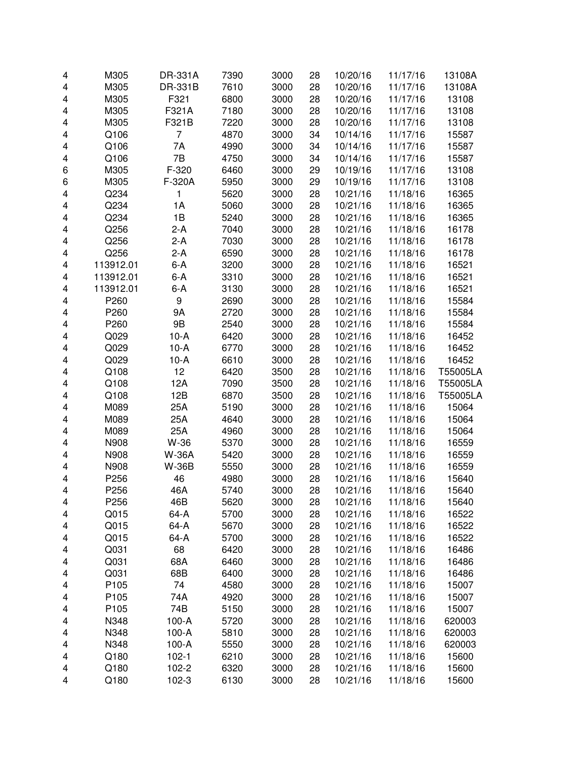| | | | | | | | | |
|---|---|---|---|---|---|---|---|---|
| 4 | M305 | DR-331A | 7390 | 3000 | 28 | 10/20/16 | 11/17/16 | 13108A |
| 4 | M305 | DR-331B | 7610 | 3000 | 28 | 10/20/16 | 11/17/16 | 13108A |
| 4 | M305 | F321 | 6800 | 3000 | 28 | 10/20/16 | 11/17/16 | 13108 |
| 4 | M305 | F321A | 7180 | 3000 | 28 | 10/20/16 | 11/17/16 | 13108 |
| 4 | M305 | F321B | 7220 | 3000 | 28 | 10/20/16 | 11/17/16 | 13108 |
| 4 | Q106 | 7 | 4870 | 3000 | 34 | 10/14/16 | 11/17/16 | 15587 |
| 4 | Q106 | 7A | 4990 | 3000 | 34 | 10/14/16 | 11/17/16 | 15587 |
| 4 | Q106 | 7B | 4750 | 3000 | 34 | 10/14/16 | 11/17/16 | 15587 |
| 6 | M305 | F-320 | 6460 | 3000 | 29 | 10/19/16 | 11/17/16 | 13108 |
| 6 | M305 | F-320A | 5950 | 3000 | 29 | 10/19/16 | 11/17/16 | 13108 |
| 4 | Q234 | 1 | 5620 | 3000 | 28 | 10/21/16 | 11/18/16 | 16365 |
| 4 | Q234 | 1A | 5060 | 3000 | 28 | 10/21/16 | 11/18/16 | 16365 |
| 4 | Q234 | 1B | 5240 | 3000 | 28 | 10/21/16 | 11/18/16 | 16365 |
| 4 | Q256 | 2-A | 7040 | 3000 | 28 | 10/21/16 | 11/18/16 | 16178 |
| 4 | Q256 | 2-A | 7030 | 3000 | 28 | 10/21/16 | 11/18/16 | 16178 |
| 4 | Q256 | 2-A | 6590 | 3000 | 28 | 10/21/16 | 11/18/16 | 16178 |
| 4 | 113912.01 | 6-A | 3200 | 3000 | 28 | 10/21/16 | 11/18/16 | 16521 |
| 4 | 113912.01 | 6-A | 3310 | 3000 | 28 | 10/21/16 | 11/18/16 | 16521 |
| 4 | 113912.01 | 6-A | 3130 | 3000 | 28 | 10/21/16 | 11/18/16 | 16521 |
| 4 | P260 | 9 | 2690 | 3000 | 28 | 10/21/16 | 11/18/16 | 15584 |
| 4 | P260 | 9A | 2720 | 3000 | 28 | 10/21/16 | 11/18/16 | 15584 |
| 4 | P260 | 9B | 2540 | 3000 | 28 | 10/21/16 | 11/18/16 | 15584 |
| 4 | Q029 | 10-A | 6420 | 3000 | 28 | 10/21/16 | 11/18/16 | 16452 |
| 4 | Q029 | 10-A | 6770 | 3000 | 28 | 10/21/16 | 11/18/16 | 16452 |
| 4 | Q029 | 10-A | 6610 | 3000 | 28 | 10/21/16 | 11/18/16 | 16452 |
| 4 | Q108 | 12 | 6420 | 3500 | 28 | 10/21/16 | 11/18/16 | T55005LA |
| 4 | Q108 | 12A | 7090 | 3500 | 28 | 10/21/16 | 11/18/16 | T55005LA |
| 4 | Q108 | 12B | 6870 | 3500 | 28 | 10/21/16 | 11/18/16 | T55005LA |
| 4 | M089 | 25A | 5190 | 3000 | 28 | 10/21/16 | 11/18/16 | 15064 |
| 4 | M089 | 25A | 4640 | 3000 | 28 | 10/21/16 | 11/18/16 | 15064 |
| 4 | M089 | 25A | 4960 | 3000 | 28 | 10/21/16 | 11/18/16 | 15064 |
| 4 | N908 | W-36 | 5370 | 3000 | 28 | 10/21/16 | 11/18/16 | 16559 |
| 4 | N908 | W-36A | 5420 | 3000 | 28 | 10/21/16 | 11/18/16 | 16559 |
| 4 | N908 | W-36B | 5550 | 3000 | 28 | 10/21/16 | 11/18/16 | 16559 |
| 4 | P256 | 46 | 4980 | 3000 | 28 | 10/21/16 | 11/18/16 | 15640 |
| 4 | P256 | 46A | 5740 | 3000 | 28 | 10/21/16 | 11/18/16 | 15640 |
| 4 | P256 | 46B | 5620 | 3000 | 28 | 10/21/16 | 11/18/16 | 15640 |
| 4 | Q015 | 64-A | 5700 | 3000 | 28 | 10/21/16 | 11/18/16 | 16522 |
| 4 | Q015 | 64-A | 5670 | 3000 | 28 | 10/21/16 | 11/18/16 | 16522 |
| 4 | Q015 | 64-A | 5700 | 3000 | 28 | 10/21/16 | 11/18/16 | 16522 |
| 4 | Q031 | 68 | 6420 | 3000 | 28 | 10/21/16 | 11/18/16 | 16486 |
| 4 | Q031 | 68A | 6460 | 3000 | 28 | 10/21/16 | 11/18/16 | 16486 |
| 4 | Q031 | 68B | 6400 | 3000 | 28 | 10/21/16 | 11/18/16 | 16486 |
| 4 | P105 | 74 | 4580 | 3000 | 28 | 10/21/16 | 11/18/16 | 15007 |
| 4 | P105 | 74A | 4920 | 3000 | 28 | 10/21/16 | 11/18/16 | 15007 |
| 4 | P105 | 74B | 5150 | 3000 | 28 | 10/21/16 | 11/18/16 | 15007 |
| 4 | N348 | 100-A | 5720 | 3000 | 28 | 10/21/16 | 11/18/16 | 620003 |
| 4 | N348 | 100-A | 5810 | 3000 | 28 | 10/21/16 | 11/18/16 | 620003 |
| 4 | N348 | 100-A | 5550 | 3000 | 28 | 10/21/16 | 11/18/16 | 620003 |
| 4 | Q180 | 102-1 | 6210 | 3000 | 28 | 10/21/16 | 11/18/16 | 15600 |
| 4 | Q180 | 102-2 | 6320 | 3000 | 28 | 10/21/16 | 11/18/16 | 15600 |
| 4 | Q180 | 102-3 | 6130 | 3000 | 28 | 10/21/16 | 11/18/16 | 15600 |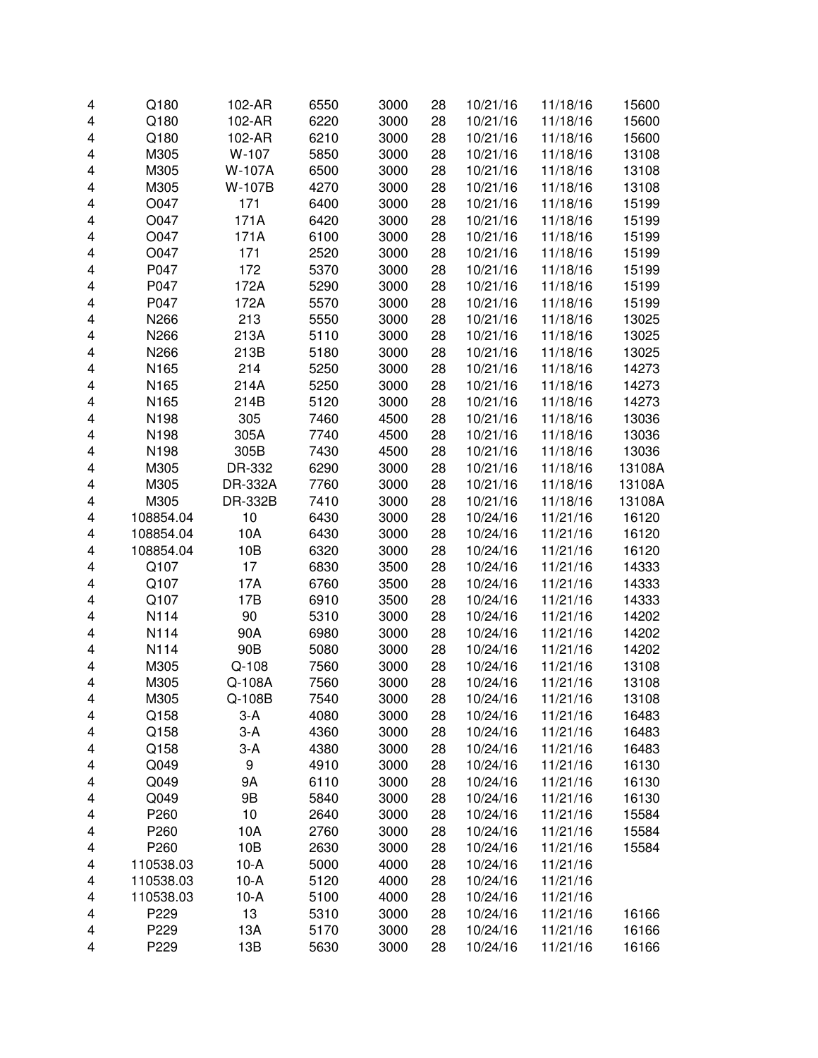| | | | | | | | | |
|---|---|---|---|---|---|---|---|---|
| 4 | Q180 | 102-AR | 6550 | 3000 | 28 | 10/21/16 | 11/18/16 | 15600 |
| 4 | Q180 | 102-AR | 6220 | 3000 | 28 | 10/21/16 | 11/18/16 | 15600 |
| 4 | Q180 | 102-AR | 6210 | 3000 | 28 | 10/21/16 | 11/18/16 | 15600 |
| 4 | M305 | W-107 | 5850 | 3000 | 28 | 10/21/16 | 11/18/16 | 13108 |
| 4 | M305 | W-107A | 6500 | 3000 | 28 | 10/21/16 | 11/18/16 | 13108 |
| 4 | M305 | W-107B | 4270 | 3000 | 28 | 10/21/16 | 11/18/16 | 13108 |
| 4 | O047 | 171 | 6400 | 3000 | 28 | 10/21/16 | 11/18/16 | 15199 |
| 4 | O047 | 171A | 6420 | 3000 | 28 | 10/21/16 | 11/18/16 | 15199 |
| 4 | O047 | 171A | 6100 | 3000 | 28 | 10/21/16 | 11/18/16 | 15199 |
| 4 | O047 | 171 | 2520 | 3000 | 28 | 10/21/16 | 11/18/16 | 15199 |
| 4 | P047 | 172 | 5370 | 3000 | 28 | 10/21/16 | 11/18/16 | 15199 |
| 4 | P047 | 172A | 5290 | 3000 | 28 | 10/21/16 | 11/18/16 | 15199 |
| 4 | P047 | 172A | 5570 | 3000 | 28 | 10/21/16 | 11/18/16 | 15199 |
| 4 | N266 | 213 | 5550 | 3000 | 28 | 10/21/16 | 11/18/16 | 13025 |
| 4 | N266 | 213A | 5110 | 3000 | 28 | 10/21/16 | 11/18/16 | 13025 |
| 4 | N266 | 213B | 5180 | 3000 | 28 | 10/21/16 | 11/18/16 | 13025 |
| 4 | N165 | 214 | 5250 | 3000 | 28 | 10/21/16 | 11/18/16 | 14273 |
| 4 | N165 | 214A | 5250 | 3000 | 28 | 10/21/16 | 11/18/16 | 14273 |
| 4 | N165 | 214B | 5120 | 3000 | 28 | 10/21/16 | 11/18/16 | 14273 |
| 4 | N198 | 305 | 7460 | 4500 | 28 | 10/21/16 | 11/18/16 | 13036 |
| 4 | N198 | 305A | 7740 | 4500 | 28 | 10/21/16 | 11/18/16 | 13036 |
| 4 | N198 | 305B | 7430 | 4500 | 28 | 10/21/16 | 11/18/16 | 13036 |
| 4 | M305 | DR-332 | 6290 | 3000 | 28 | 10/21/16 | 11/18/16 | 13108A |
| 4 | M305 | DR-332A | 7760 | 3000 | 28 | 10/21/16 | 11/18/16 | 13108A |
| 4 | M305 | DR-332B | 7410 | 3000 | 28 | 10/21/16 | 11/18/16 | 13108A |
| 4 | 108854.04 | 10 | 6430 | 3000 | 28 | 10/24/16 | 11/21/16 | 16120 |
| 4 | 108854.04 | 10A | 6430 | 3000 | 28 | 10/24/16 | 11/21/16 | 16120 |
| 4 | 108854.04 | 10B | 6320 | 3000 | 28 | 10/24/16 | 11/21/16 | 16120 |
| 4 | Q107 | 17 | 6830 | 3500 | 28 | 10/24/16 | 11/21/16 | 14333 |
| 4 | Q107 | 17A | 6760 | 3500 | 28 | 10/24/16 | 11/21/16 | 14333 |
| 4 | Q107 | 17B | 6910 | 3500 | 28 | 10/24/16 | 11/21/16 | 14333 |
| 4 | N114 | 90 | 5310 | 3000 | 28 | 10/24/16 | 11/21/16 | 14202 |
| 4 | N114 | 90A | 6980 | 3000 | 28 | 10/24/16 | 11/21/16 | 14202 |
| 4 | N114 | 90B | 5080 | 3000 | 28 | 10/24/16 | 11/21/16 | 14202 |
| 4 | M305 | Q-108 | 7560 | 3000 | 28 | 10/24/16 | 11/21/16 | 13108 |
| 4 | M305 | Q-108A | 7560 | 3000 | 28 | 10/24/16 | 11/21/16 | 13108 |
| 4 | M305 | Q-108B | 7540 | 3000 | 28 | 10/24/16 | 11/21/16 | 13108 |
| 4 | Q158 | 3-A | 4080 | 3000 | 28 | 10/24/16 | 11/21/16 | 16483 |
| 4 | Q158 | 3-A | 4360 | 3000 | 28 | 10/24/16 | 11/21/16 | 16483 |
| 4 | Q158 | 3-A | 4380 | 3000 | 28 | 10/24/16 | 11/21/16 | 16483 |
| 4 | Q049 | 9 | 4910 | 3000 | 28 | 10/24/16 | 11/21/16 | 16130 |
| 4 | Q049 | 9A | 6110 | 3000 | 28 | 10/24/16 | 11/21/16 | 16130 |
| 4 | Q049 | 9B | 5840 | 3000 | 28 | 10/24/16 | 11/21/16 | 16130 |
| 4 | P260 | 10 | 2640 | 3000 | 28 | 10/24/16 | 11/21/16 | 15584 |
| 4 | P260 | 10A | 2760 | 3000 | 28 | 10/24/16 | 11/21/16 | 15584 |
| 4 | P260 | 10B | 2630 | 3000 | 28 | 10/24/16 | 11/21/16 | 15584 |
| 4 | 110538.03 | 10-A | 5000 | 4000 | 28 | 10/24/16 | 11/21/16 | |
| 4 | 110538.03 | 10-A | 5120 | 4000 | 28 | 10/24/16 | 11/21/16 | |
| 4 | 110538.03 | 10-A | 5100 | 4000 | 28 | 10/24/16 | 11/21/16 | |
| 4 | P229 | 13 | 5310 | 3000 | 28 | 10/24/16 | 11/21/16 | 16166 |
| 4 | P229 | 13A | 5170 | 3000 | 28 | 10/24/16 | 11/21/16 | 16166 |
| 4 | P229 | 13B | 5630 | 3000 | 28 | 10/24/16 | 11/21/16 | 16166 |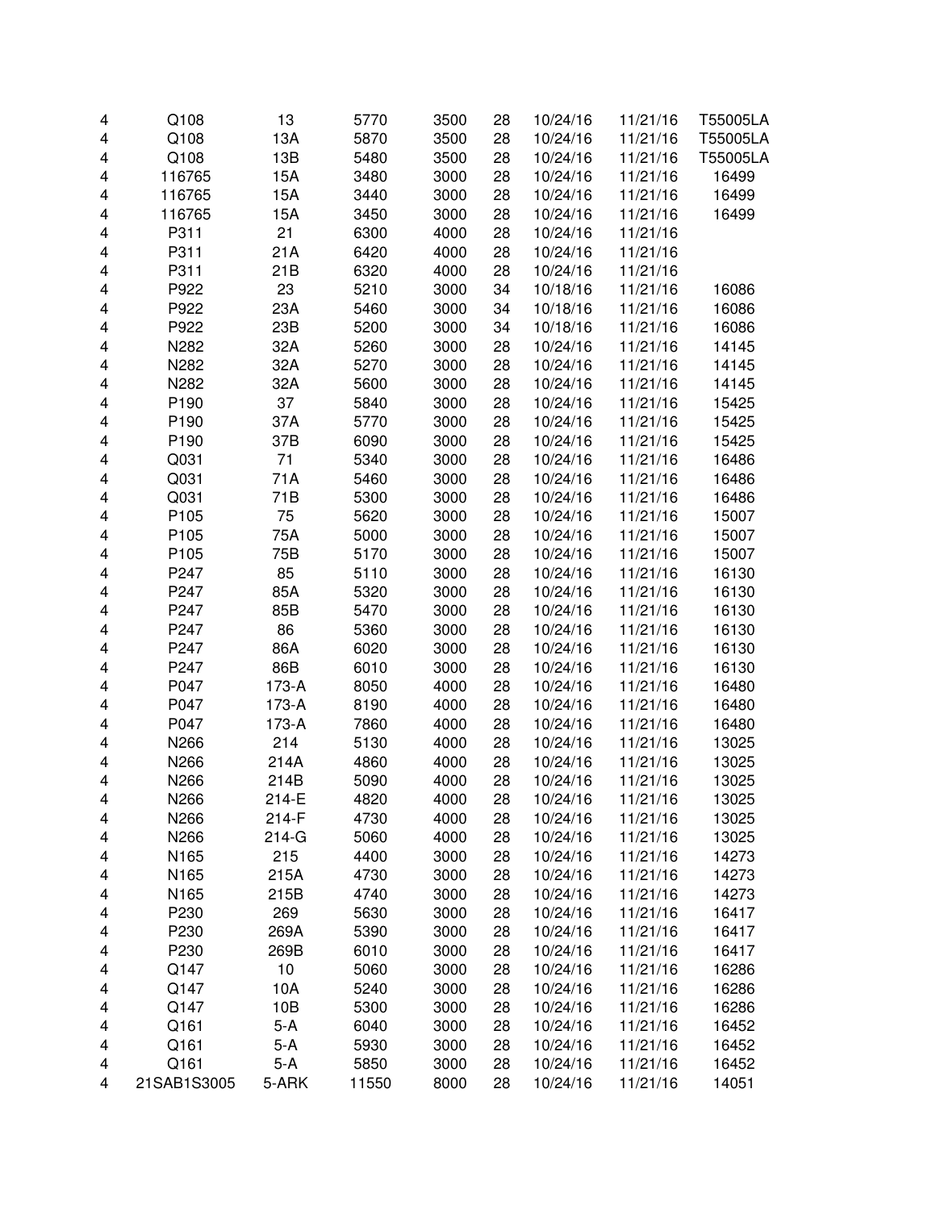| | | | | | | | | |
|---|---|---|---|---|---|---|---|---|
| 4 | Q108 | 13 | 5770 | 3500 | 28 | 10/24/16 | 11/21/16 | T55005LA |
| 4 | Q108 | 13A | 5870 | 3500 | 28 | 10/24/16 | 11/21/16 | T55005LA |
| 4 | Q108 | 13B | 5480 | 3500 | 28 | 10/24/16 | 11/21/16 | T55005LA |
| 4 | 116765 | 15A | 3480 | 3000 | 28 | 10/24/16 | 11/21/16 | 16499 |
| 4 | 116765 | 15A | 3440 | 3000 | 28 | 10/24/16 | 11/21/16 | 16499 |
| 4 | 116765 | 15A | 3450 | 3000 | 28 | 10/24/16 | 11/21/16 | 16499 |
| 4 | P311 | 21 | 6300 | 4000 | 28 | 10/24/16 | 11/21/16 | |
| 4 | P311 | 21A | 6420 | 4000 | 28 | 10/24/16 | 11/21/16 | |
| 4 | P311 | 21B | 6320 | 4000 | 28 | 10/24/16 | 11/21/16 | |
| 4 | P922 | 23 | 5210 | 3000 | 34 | 10/18/16 | 11/21/16 | 16086 |
| 4 | P922 | 23A | 5460 | 3000 | 34 | 10/18/16 | 11/21/16 | 16086 |
| 4 | P922 | 23B | 5200 | 3000 | 34 | 10/18/16 | 11/21/16 | 16086 |
| 4 | N282 | 32A | 5260 | 3000 | 28 | 10/24/16 | 11/21/16 | 14145 |
| 4 | N282 | 32A | 5270 | 3000 | 28 | 10/24/16 | 11/21/16 | 14145 |
| 4 | N282 | 32A | 5600 | 3000 | 28 | 10/24/16 | 11/21/16 | 14145 |
| 4 | P190 | 37 | 5840 | 3000 | 28 | 10/24/16 | 11/21/16 | 15425 |
| 4 | P190 | 37A | 5770 | 3000 | 28 | 10/24/16 | 11/21/16 | 15425 |
| 4 | P190 | 37B | 6090 | 3000 | 28 | 10/24/16 | 11/21/16 | 15425 |
| 4 | Q031 | 71 | 5340 | 3000 | 28 | 10/24/16 | 11/21/16 | 16486 |
| 4 | Q031 | 71A | 5460 | 3000 | 28 | 10/24/16 | 11/21/16 | 16486 |
| 4 | Q031 | 71B | 5300 | 3000 | 28 | 10/24/16 | 11/21/16 | 16486 |
| 4 | P105 | 75 | 5620 | 3000 | 28 | 10/24/16 | 11/21/16 | 15007 |
| 4 | P105 | 75A | 5000 | 3000 | 28 | 10/24/16 | 11/21/16 | 15007 |
| 4 | P105 | 75B | 5170 | 3000 | 28 | 10/24/16 | 11/21/16 | 15007 |
| 4 | P247 | 85 | 5110 | 3000 | 28 | 10/24/16 | 11/21/16 | 16130 |
| 4 | P247 | 85A | 5320 | 3000 | 28 | 10/24/16 | 11/21/16 | 16130 |
| 4 | P247 | 85B | 5470 | 3000 | 28 | 10/24/16 | 11/21/16 | 16130 |
| 4 | P247 | 86 | 5360 | 3000 | 28 | 10/24/16 | 11/21/16 | 16130 |
| 4 | P247 | 86A | 6020 | 3000 | 28 | 10/24/16 | 11/21/16 | 16130 |
| 4 | P247 | 86B | 6010 | 3000 | 28 | 10/24/16 | 11/21/16 | 16130 |
| 4 | P047 | 173-A | 8050 | 4000 | 28 | 10/24/16 | 11/21/16 | 16480 |
| 4 | P047 | 173-A | 8190 | 4000 | 28 | 10/24/16 | 11/21/16 | 16480 |
| 4 | P047 | 173-A | 7860 | 4000 | 28 | 10/24/16 | 11/21/16 | 16480 |
| 4 | N266 | 214 | 5130 | 4000 | 28 | 10/24/16 | 11/21/16 | 13025 |
| 4 | N266 | 214A | 4860 | 4000 | 28 | 10/24/16 | 11/21/16 | 13025 |
| 4 | N266 | 214B | 5090 | 4000 | 28 | 10/24/16 | 11/21/16 | 13025 |
| 4 | N266 | 214-E | 4820 | 4000 | 28 | 10/24/16 | 11/21/16 | 13025 |
| 4 | N266 | 214-F | 4730 | 4000 | 28 | 10/24/16 | 11/21/16 | 13025 |
| 4 | N266 | 214-G | 5060 | 4000 | 28 | 10/24/16 | 11/21/16 | 13025 |
| 4 | N165 | 215 | 4400 | 3000 | 28 | 10/24/16 | 11/21/16 | 14273 |
| 4 | N165 | 215A | 4730 | 3000 | 28 | 10/24/16 | 11/21/16 | 14273 |
| 4 | N165 | 215B | 4740 | 3000 | 28 | 10/24/16 | 11/21/16 | 14273 |
| 4 | P230 | 269 | 5630 | 3000 | 28 | 10/24/16 | 11/21/16 | 16417 |
| 4 | P230 | 269A | 5390 | 3000 | 28 | 10/24/16 | 11/21/16 | 16417 |
| 4 | P230 | 269B | 6010 | 3000 | 28 | 10/24/16 | 11/21/16 | 16417 |
| 4 | Q147 | 10 | 5060 | 3000 | 28 | 10/24/16 | 11/21/16 | 16286 |
| 4 | Q147 | 10A | 5240 | 3000 | 28 | 10/24/16 | 11/21/16 | 16286 |
| 4 | Q147 | 10B | 5300 | 3000 | 28 | 10/24/16 | 11/21/16 | 16286 |
| 4 | Q161 | 5-A | 6040 | 3000 | 28 | 10/24/16 | 11/21/16 | 16452 |
| 4 | Q161 | 5-A | 5930 | 3000 | 28 | 10/24/16 | 11/21/16 | 16452 |
| 4 | Q161 | 5-A | 5850 | 3000 | 28 | 10/24/16 | 11/21/16 | 16452 |
| 4 | 21SAB1S3005 | 5-ARK | 11550 | 8000 | 28 | 10/24/16 | 11/21/16 | 14051 |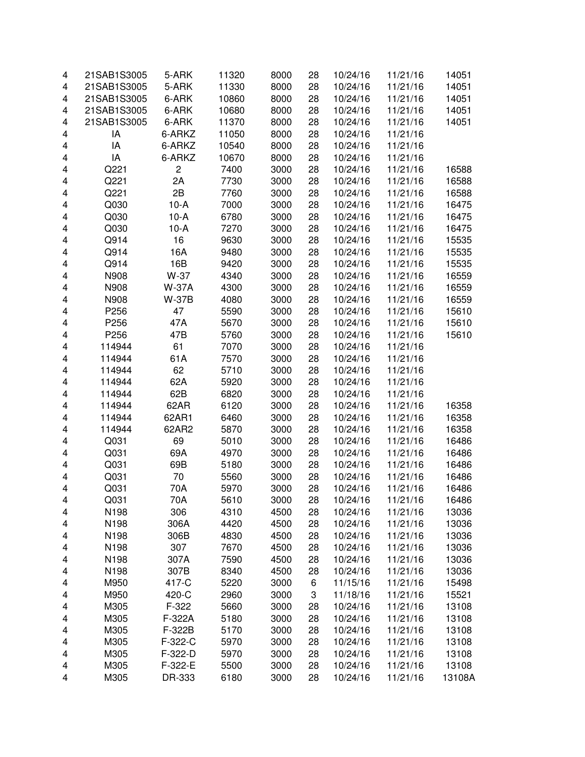| | | | | | | | | |
|---|---|---|---|---|---|---|---|---|
| 4 | 21SAB1S3005 | 5-ARK | 11320 | 8000 | 28 | 10/24/16 | 11/21/16 | 14051 |
| 4 | 21SAB1S3005 | 5-ARK | 11330 | 8000 | 28 | 10/24/16 | 11/21/16 | 14051 |
| 4 | 21SAB1S3005 | 6-ARK | 10860 | 8000 | 28 | 10/24/16 | 11/21/16 | 14051 |
| 4 | 21SAB1S3005 | 6-ARK | 10680 | 8000 | 28 | 10/24/16 | 11/21/16 | 14051 |
| 4 | 21SAB1S3005 | 6-ARK | 11370 | 8000 | 28 | 10/24/16 | 11/21/16 | 14051 |
| 4 | IA | 6-ARKZ | 11050 | 8000 | 28 | 10/24/16 | 11/21/16 | |
| 4 | IA | 6-ARKZ | 10540 | 8000 | 28 | 10/24/16 | 11/21/16 | |
| 4 | IA | 6-ARKZ | 10670 | 8000 | 28 | 10/24/16 | 11/21/16 | |
| 4 | Q221 | 2 | 7400 | 3000 | 28 | 10/24/16 | 11/21/16 | 16588 |
| 4 | Q221 | 2A | 7730 | 3000 | 28 | 10/24/16 | 11/21/16 | 16588 |
| 4 | Q221 | 2B | 7760 | 3000 | 28 | 10/24/16 | 11/21/16 | 16588 |
| 4 | Q030 | 10-A | 7000 | 3000 | 28 | 10/24/16 | 11/21/16 | 16475 |
| 4 | Q030 | 10-A | 6780 | 3000 | 28 | 10/24/16 | 11/21/16 | 16475 |
| 4 | Q030 | 10-A | 7270 | 3000 | 28 | 10/24/16 | 11/21/16 | 16475 |
| 4 | Q914 | 16 | 9630 | 3000 | 28 | 10/24/16 | 11/21/16 | 15535 |
| 4 | Q914 | 16A | 9480 | 3000 | 28 | 10/24/16 | 11/21/16 | 15535 |
| 4 | Q914 | 16B | 9420 | 3000 | 28 | 10/24/16 | 11/21/16 | 15535 |
| 4 | N908 | W-37 | 4340 | 3000 | 28 | 10/24/16 | 11/21/16 | 16559 |
| 4 | N908 | W-37A | 4300 | 3000 | 28 | 10/24/16 | 11/21/16 | 16559 |
| 4 | N908 | W-37B | 4080 | 3000 | 28 | 10/24/16 | 11/21/16 | 16559 |
| 4 | P256 | 47 | 5590 | 3000 | 28 | 10/24/16 | 11/21/16 | 15610 |
| 4 | P256 | 47A | 5670 | 3000 | 28 | 10/24/16 | 11/21/16 | 15610 |
| 4 | P256 | 47B | 5760 | 3000 | 28 | 10/24/16 | 11/21/16 | 15610 |
| 4 | 114944 | 61 | 7070 | 3000 | 28 | 10/24/16 | 11/21/16 | |
| 4 | 114944 | 61A | 7570 | 3000 | 28 | 10/24/16 | 11/21/16 | |
| 4 | 114944 | 62 | 5710 | 3000 | 28 | 10/24/16 | 11/21/16 | |
| 4 | 114944 | 62A | 5920 | 3000 | 28 | 10/24/16 | 11/21/16 | |
| 4 | 114944 | 62B | 6820 | 3000 | 28 | 10/24/16 | 11/21/16 | |
| 4 | 114944 | 62AR | 6120 | 3000 | 28 | 10/24/16 | 11/21/16 | 16358 |
| 4 | 114944 | 62AR1 | 6460 | 3000 | 28 | 10/24/16 | 11/21/16 | 16358 |
| 4 | 114944 | 62AR2 | 5870 | 3000 | 28 | 10/24/16 | 11/21/16 | 16358 |
| 4 | Q031 | 69 | 5010 | 3000 | 28 | 10/24/16 | 11/21/16 | 16486 |
| 4 | Q031 | 69A | 4970 | 3000 | 28 | 10/24/16 | 11/21/16 | 16486 |
| 4 | Q031 | 69B | 5180 | 3000 | 28 | 10/24/16 | 11/21/16 | 16486 |
| 4 | Q031 | 70 | 5560 | 3000 | 28 | 10/24/16 | 11/21/16 | 16486 |
| 4 | Q031 | 70A | 5970 | 3000 | 28 | 10/24/16 | 11/21/16 | 16486 |
| 4 | Q031 | 70A | 5610 | 3000 | 28 | 10/24/16 | 11/21/16 | 16486 |
| 4 | N198 | 306 | 4310 | 4500 | 28 | 10/24/16 | 11/21/16 | 13036 |
| 4 | N198 | 306A | 4420 | 4500 | 28 | 10/24/16 | 11/21/16 | 13036 |
| 4 | N198 | 306B | 4830 | 4500 | 28 | 10/24/16 | 11/21/16 | 13036 |
| 4 | N198 | 307 | 7670 | 4500 | 28 | 10/24/16 | 11/21/16 | 13036 |
| 4 | N198 | 307A | 7590 | 4500 | 28 | 10/24/16 | 11/21/16 | 13036 |
| 4 | N198 | 307B | 8340 | 4500 | 28 | 10/24/16 | 11/21/16 | 13036 |
| 4 | M950 | 417-C | 5220 | 3000 | 6 | 11/15/16 | 11/21/16 | 15498 |
| 4 | M950 | 420-C | 2960 | 3000 | 3 | 11/18/16 | 11/21/16 | 15521 |
| 4 | M305 | F-322 | 5660 | 3000 | 28 | 10/24/16 | 11/21/16 | 13108 |
| 4 | M305 | F-322A | 5180 | 3000 | 28 | 10/24/16 | 11/21/16 | 13108 |
| 4 | M305 | F-322B | 5170 | 3000 | 28 | 10/24/16 | 11/21/16 | 13108 |
| 4 | M305 | F-322-C | 5970 | 3000 | 28 | 10/24/16 | 11/21/16 | 13108 |
| 4 | M305 | F-322-D | 5970 | 3000 | 28 | 10/24/16 | 11/21/16 | 13108 |
| 4 | M305 | F-322-E | 5500 | 3000 | 28 | 10/24/16 | 11/21/16 | 13108 |
| 4 | M305 | DR-333 | 6180 | 3000 | 28 | 10/24/16 | 11/21/16 | 13108A |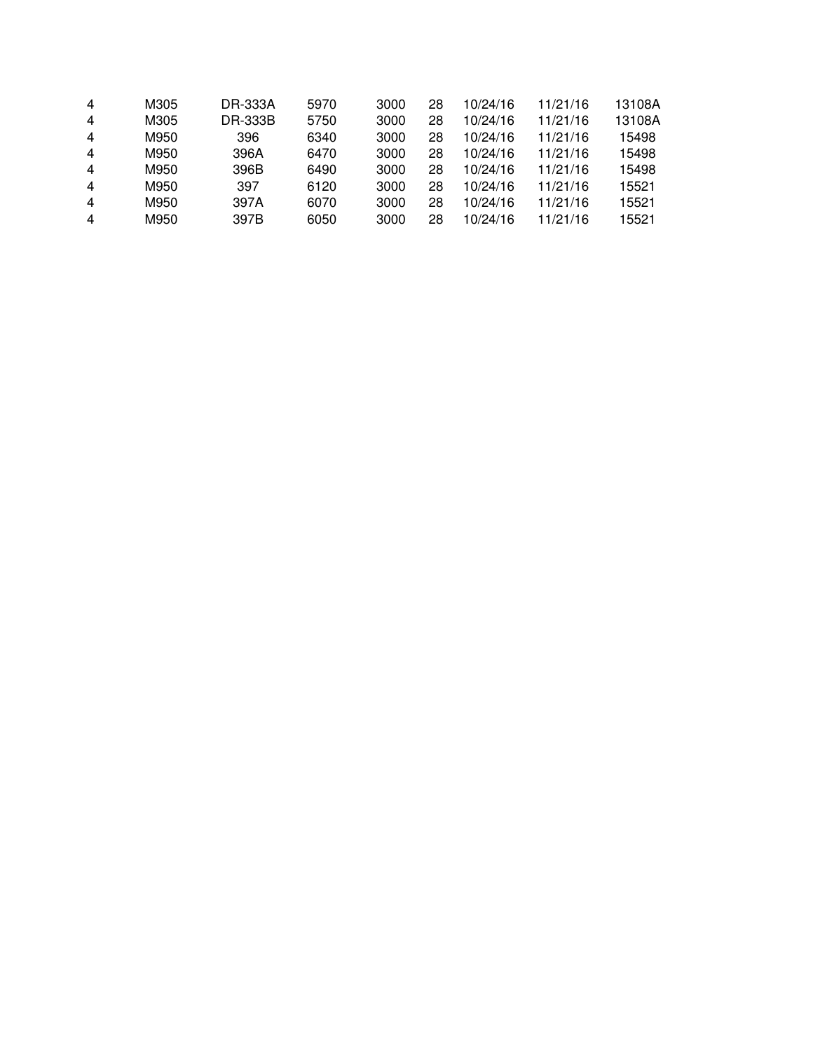| | | | | | | | | |
|---|---|---|---|---|---|---|---|---|
| 4 | M305 | DR-333A | 5970 | 3000 | 28 | 10/24/16 | 11/21/16 | 13108A |
| 4 | M305 | DR-333B | 5750 | 3000 | 28 | 10/24/16 | 11/21/16 | 13108A |
| 4 | M950 | 396 | 6340 | 3000 | 28 | 10/24/16 | 11/21/16 | 15498 |
| 4 | M950 | 396A | 6470 | 3000 | 28 | 10/24/16 | 11/21/16 | 15498 |
| 4 | M950 | 396B | 6490 | 3000 | 28 | 10/24/16 | 11/21/16 | 15498 |
| 4 | M950 | 397 | 6120 | 3000 | 28 | 10/24/16 | 11/21/16 | 15521 |
| 4 | M950 | 397A | 6070 | 3000 | 28 | 10/24/16 | 11/21/16 | 15521 |
| 4 | M950 | 397B | 6050 | 3000 | 28 | 10/24/16 | 11/21/16 | 15521 |